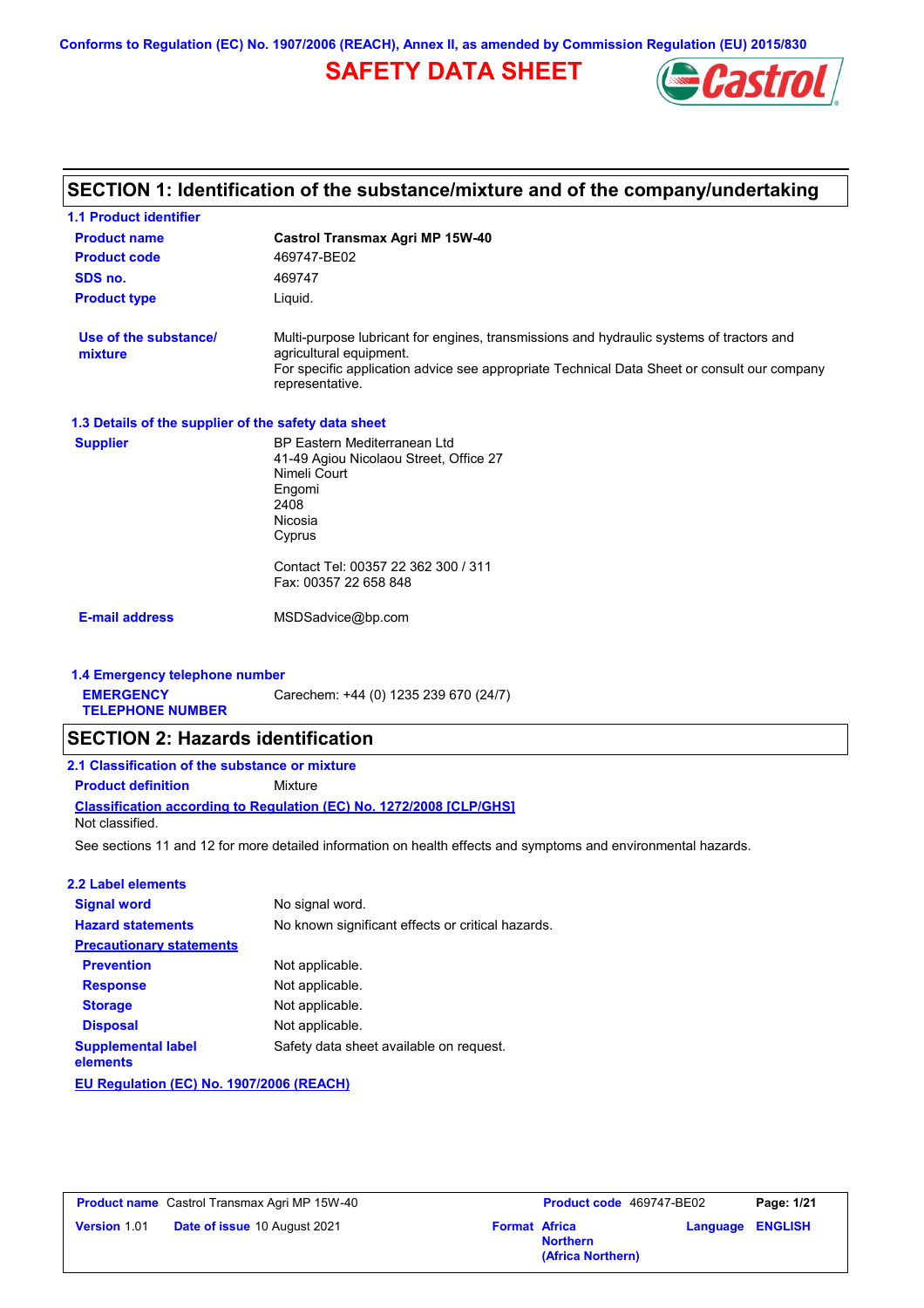Conforms to Regulation (EC) No. 1907/2006 (REACH), Annex II, as amended by Commission Regulation (EU) 2015/830

# SAFETY DATA SHEET

## SECTION 1: Identification of the substance/mixture and of the company/undertaking

### 1.1 Product identifier

**Product name** Castrol Transmax Agri MP 15W-40

**Product code** 469747-BE02

**SDS no.** 469747

**Product type** Liquid.

**Use of the substance/ mixture** Multi-purpose lubricant for engines, transmissions and hydraulic systems of tractors and agricultural equipment.
For specific application advice see appropriate Technical Data Sheet or consult our company representative.

### 1.3 Details of the supplier of the safety data sheet

**Supplier**
BP Eastern Mediterranean Ltd
41-49 Agiou Nicolaou Street, Office 27
Nimeli Court
Engomi
2408
Nicosia
Cyprus

Contact Tel: 00357 22 362 300 / 311
Fax: 00357 22 658 848

**E-mail address** MSDSadvice@bp.com

### 1.4 Emergency telephone number

**EMERGENCY TELEPHONE NUMBER** Carechem: +44 (0) 1235 239 670 (24/7)

## SECTION 2: Hazards identification

### 2.1 Classification of the substance or mixture

**Product definition** Mixture

**Classification according to Regulation (EC) No. 1272/2008 [CLP/GHS]**
Not classified.

See sections 11 and 12 for more detailed information on health effects and symptoms and environmental hazards.

### 2.2 Label elements

**Signal word** No signal word.

**Hazard statements** No known significant effects or critical hazards.

**Precautionary statements**

**Prevention** Not applicable.

**Response** Not applicable.

**Storage** Not applicable.

**Disposal** Not applicable.

**Supplemental label elements** Safety data sheet available on request.

**EU Regulation (EC) No. 1907/2006 (REACH)**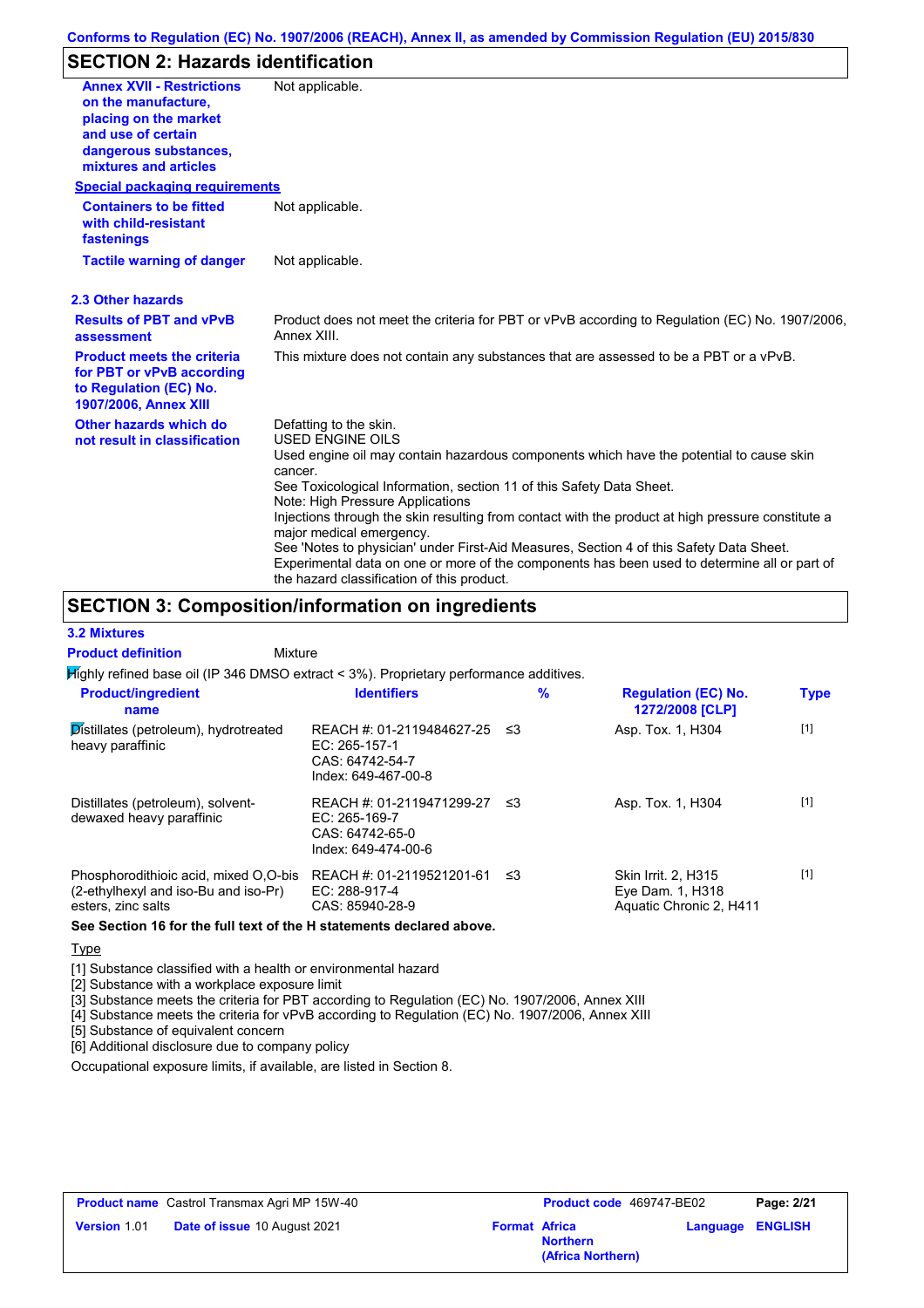## SECTION 2: Hazards identification

| | |
|---|---|
| **Annex XVII - Restrictions on the manufacture, placing on the market and use of certain dangerous substances, mixtures and articles** | Not applicable. |

**Special packaging requirements**

| | |
|---|---|
| **Containers to be fitted with child-resistant fastenings** | Not applicable. |
| **Tactile warning of danger** | Not applicable. |

### 2.3 Other hazards

| | |
|---|---|
| **Results of PBT and vPvB assessment** | Product does not meet the criteria for PBT or vPvB according to Regulation (EC) No. 1907/2006, Annex XIII. |
| **Product meets the criteria for PBT or vPvB according to Regulation (EC) No. 1907/2006, Annex XIII** | This mixture does not contain any substances that are assessed to be a PBT or a vPvB. |
| **Other hazards which do not result in classification** | Defatting to the skin.<br>USED ENGINE OILS<br>Used engine oil may contain hazardous components which have the potential to cause skin cancer.<br>See Toxicological Information, section 11 of this Safety Data Sheet.<br>Note: High Pressure Applications<br>Injections through the skin resulting from contact with the product at high pressure constitute a major medical emergency.<br>See 'Notes to physician' under First-Aid Measures, Section 4 of this Safety Data Sheet.<br>Experimental data on one or more of the components has been used to determine all or part of the hazard classification of this product. |

## SECTION 3: Composition/information on ingredients

### 3.2 Mixtures

**Product definition** Mixture

Highly refined base oil (IP 346 DMSO extract < 3%). Proprietary performance additives.

| Product/ingredient name | Identifiers | % | Regulation (EC) No. 1272/2008 [CLP] | Type |
|---|---|---|---|---|
| Distillates (petroleum), hydrotreated heavy paraffinic | REACH #: 01-2119484627-25<br>EC: 265-157-1<br>CAS: 64742-54-7<br>Index: 649-467-00-8 | ≤3 | Asp. Tox. 1, H304 | [1] |
| Distillates (petroleum), solvent-dewaxed heavy paraffinic | REACH #: 01-2119471299-27<br>EC: 265-169-7<br>CAS: 64742-65-0<br>Index: 649-474-00-6 | ≤3 | Asp. Tox. 1, H304 | [1] |
| Phosphorodithioic acid, mixed O,O-bis (2-ethylhexyl and iso-Bu and iso-Pr) esters, zinc salts | REACH #: 01-2119521201-61<br>EC: 288-917-4<br>CAS: 85940-28-9 | ≤3 | Skin Irrit. 2, H315<br>Eye Dam. 1, H318<br>Aquatic Chronic 2, H411 | [1] |

**See Section 16 for the full text of the H statements declared above.**

Type

[1] Substance classified with a health or environmental hazard
[2] Substance with a workplace exposure limit
[3] Substance meets the criteria for PBT according to Regulation (EC) No. 1907/2006, Annex XIII
[4] Substance meets the criteria for vPvB according to Regulation (EC) No. 1907/2006, Annex XIII
[5] Substance of equivalent concern
[6] Additional disclosure due to company policy

Occupational exposure limits, if available, are listed in Section 8.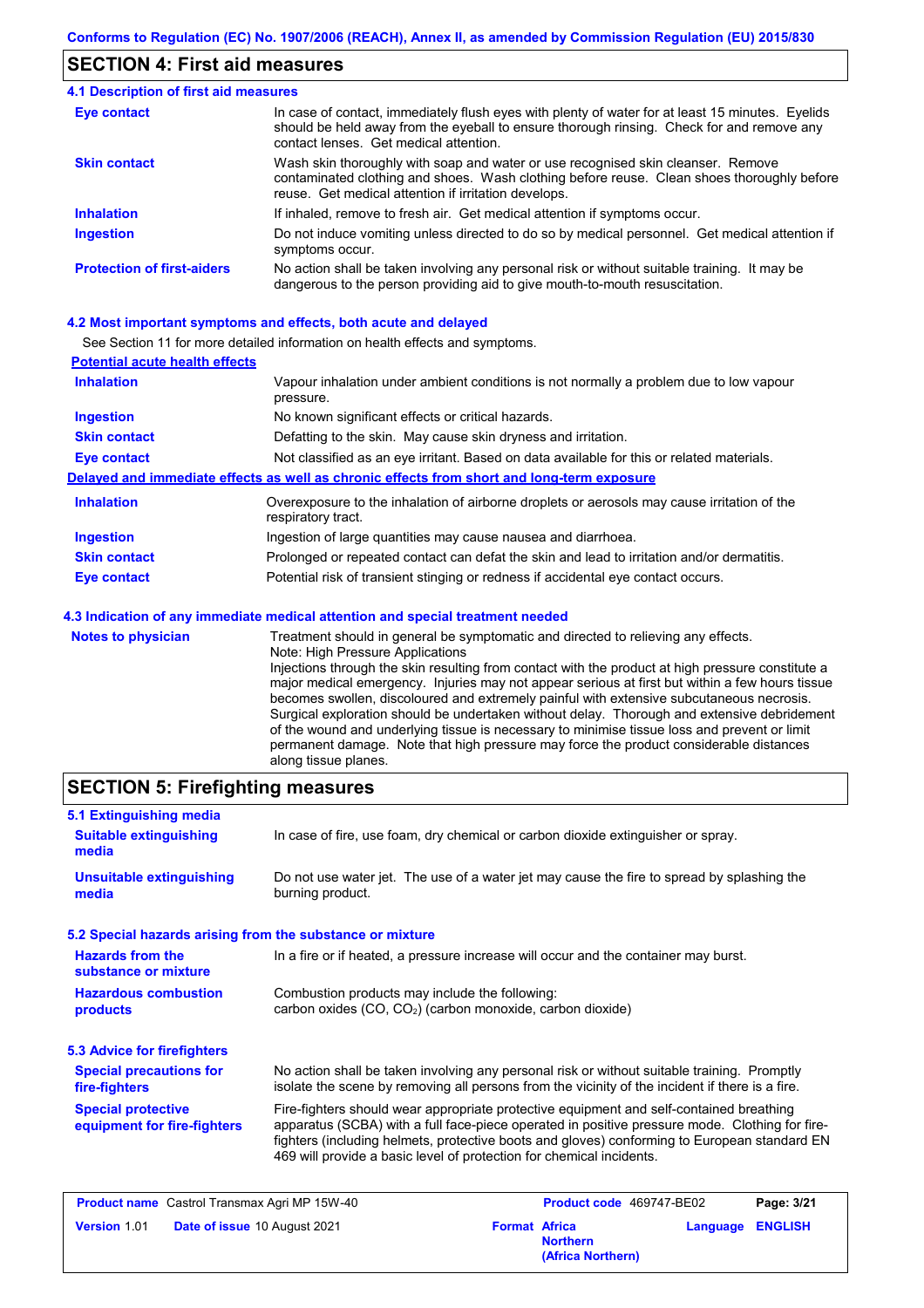## SECTION 4: First aid measures

### 4.1 Description of first aid measures

| | |
|---|---|
| **Eye contact** | In case of contact, immediately flush eyes with plenty of water for at least 15 minutes. Eyelids should be held away from the eyeball to ensure thorough rinsing. Check for and remove any contact lenses. Get medical attention. |
| **Skin contact** | Wash skin thoroughly with soap and water or use recognised skin cleanser. Remove contaminated clothing and shoes. Wash clothing before reuse. Clean shoes thoroughly before reuse. Get medical attention if irritation develops. |
| **Inhalation** | If inhaled, remove to fresh air. Get medical attention if symptoms occur. |
| **Ingestion** | Do not induce vomiting unless directed to do so by medical personnel. Get medical attention if symptoms occur. |
| **Protection of first-aiders** | No action shall be taken involving any personal risk or without suitable training. It may be dangerous to the person providing aid to give mouth-to-mouth resuscitation. |

### 4.2 Most important symptoms and effects, both acute and delayed

See Section 11 for more detailed information on health effects and symptoms.

**Potential acute health effects**

| | |
|---|---|
| **Inhalation** | Vapour inhalation under ambient conditions is not normally a problem due to low vapour pressure. |
| **Ingestion** | No known significant effects or critical hazards. |
| **Skin contact** | Defatting to the skin. May cause skin dryness and irritation. |
| **Eye contact** | Not classified as an eye irritant. Based on data available for this or related materials. |

**Delayed and immediate effects as well as chronic effects from short and long-term exposure**

| | |
|---|---|
| **Inhalation** | Overexposure to the inhalation of airborne droplets or aerosols may cause irritation of the respiratory tract. |
| **Ingestion** | Ingestion of large quantities may cause nausea and diarrhoea. |
| **Skin contact** | Prolonged or repeated contact can defat the skin and lead to irritation and/or dermatitis. |
| **Eye contact** | Potential risk of transient stinging or redness if accidental eye contact occurs. |

### 4.3 Indication of any immediate medical attention and special treatment needed

| | |
|---|---|
| **Notes to physician** | Treatment should in general be symptomatic and directed to relieving any effects.<br>Note: High Pressure Applications<br>Injections through the skin resulting from contact with the product at high pressure constitute a major medical emergency. Injuries may not appear serious at first but within a few hours tissue becomes swollen, discoloured and extremely painful with extensive subcutaneous necrosis. Surgical exploration should be undertaken without delay. Thorough and extensive debridement of the wound and underlying tissue is necessary to minimise tissue loss and prevent or limit permanent damage. Note that high pressure may force the product considerable distances along tissue planes. |

## SECTION 5: Firefighting measures

### 5.1 Extinguishing media

| | |
|---|---|
| **Suitable extinguishing media** | In case of fire, use foam, dry chemical or carbon dioxide extinguisher or spray. |
| **Unsuitable extinguishing media** | Do not use water jet. The use of a water jet may cause the fire to spread by splashing the burning product. |

### 5.2 Special hazards arising from the substance or mixture

| | |
|---|---|
| **Hazards from the substance or mixture** | In a fire or if heated, a pressure increase will occur and the container may burst. |
| **Hazardous combustion products** | Combustion products may include the following:<br>carbon oxides (CO, $CO_2$) (carbon monoxide, carbon dioxide) |

### 5.3 Advice for firefighters

| | |
|---|---|
| **Special precautions for fire-fighters** | No action shall be taken involving any personal risk or without suitable training. Promptly isolate the scene by removing all persons from the vicinity of the incident if there is a fire. |
| **Special protective equipment for fire-fighters** | Fire-fighters should wear appropriate protective equipment and self-contained breathing apparatus (SCBA) with a full face-piece operated in positive pressure mode. Clothing for fire-fighters (including helmets, protective boots and gloves) conforming to European standard EN 469 will provide a basic level of protection for chemical incidents. |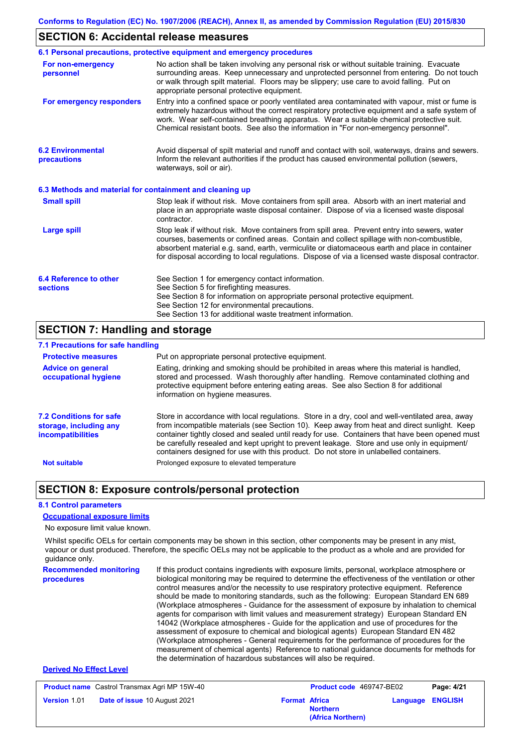## SECTION 6: Accidental release measures

### 6.1 Personal precautions, protective equipment and emergency procedures

**For non-emergency personnel**

No action shall be taken involving any personal risk or without suitable training. Evacuate surrounding areas. Keep unnecessary and unprotected personnel from entering. Do not touch or walk through spilt material. Floors may be slippery; use care to avoid falling. Put on appropriate personal protective equipment.

**For emergency responders**

Entry into a confined space or poorly ventilated area contaminated with vapour, mist or fume is extremely hazardous without the correct respiratory protective equipment and a safe system of work. Wear self-contained breathing apparatus. Wear a suitable chemical protective suit. Chemical resistant boots. See also the information in "For non-emergency personnel".

### 6.2 Environmental precautions

Avoid dispersal of spilt material and runoff and contact with soil, waterways, drains and sewers. Inform the relevant authorities if the product has caused environmental pollution (sewers, waterways, soil or air).

### 6.3 Methods and material for containment and cleaning up

**Small spill**

Stop leak if without risk. Move containers from spill area. Absorb with an inert material and place in an appropriate waste disposal container. Dispose of via a licensed waste disposal contractor.

**Large spill**

Stop leak if without risk. Move containers from spill area. Prevent entry into sewers, water courses, basements or confined areas. Contain and collect spillage with non-combustible, absorbent material e.g. sand, earth, vermiculite or diatomaceous earth and place in container for disposal according to local regulations. Dispose of via a licensed waste disposal contractor.

### 6.4 Reference to other sections

See Section 1 for emergency contact information.
See Section 5 for firefighting measures.
See Section 8 for information on appropriate personal protective equipment.
See Section 12 for environmental precautions.
See Section 13 for additional waste treatment information.

## SECTION 7: Handling and storage

### 7.1 Precautions for safe handling

**Protective measures**

Put on appropriate personal protective equipment.

**Advice on general occupational hygiene**

Eating, drinking and smoking should be prohibited in areas where this material is handled, stored and processed. Wash thoroughly after handling. Remove contaminated clothing and protective equipment before entering eating areas. See also Section 8 for additional information on hygiene measures.

### 7.2 Conditions for safe storage, including any incompatibilities

Store in accordance with local regulations. Store in a dry, cool and well-ventilated area, away from incompatible materials (see Section 10). Keep away from heat and direct sunlight. Keep container tightly closed and sealed until ready for use. Containers that have been opened must be carefully resealed and kept upright to prevent leakage. Store and use only in equipment/ containers designed for use with this product. Do not store in unlabelled containers.

**Not suitable**

Prolonged exposure to elevated temperature

## SECTION 8: Exposure controls/personal protection

### 8.1 Control parameters

**Occupational exposure limits**

No exposure limit value known.

Whilst specific OELs for certain components may be shown in this section, other components may be present in any mist, vapour or dust produced. Therefore, the specific OELs may not be applicable to the product as a whole and are provided for guidance only.

**Recommended monitoring procedures**

If this product contains ingredients with exposure limits, personal, workplace atmosphere or biological monitoring may be required to determine the effectiveness of the ventilation or other control measures and/or the necessity to use respiratory protective equipment. Reference should be made to monitoring standards, such as the following: European Standard EN 689 (Workplace atmospheres - Guidance for the assessment of exposure by inhalation to chemical agents for comparison with limit values and measurement strategy) European Standard EN 14042 (Workplace atmospheres - Guide for the application and use of procedures for the assessment of exposure to chemical and biological agents) European Standard EN 482 (Workplace atmospheres - General requirements for the performance of procedures for the measurement of chemical agents) Reference to national guidance documents for methods for the determination of hazardous substances will also be required.

**Derived No Effect Level**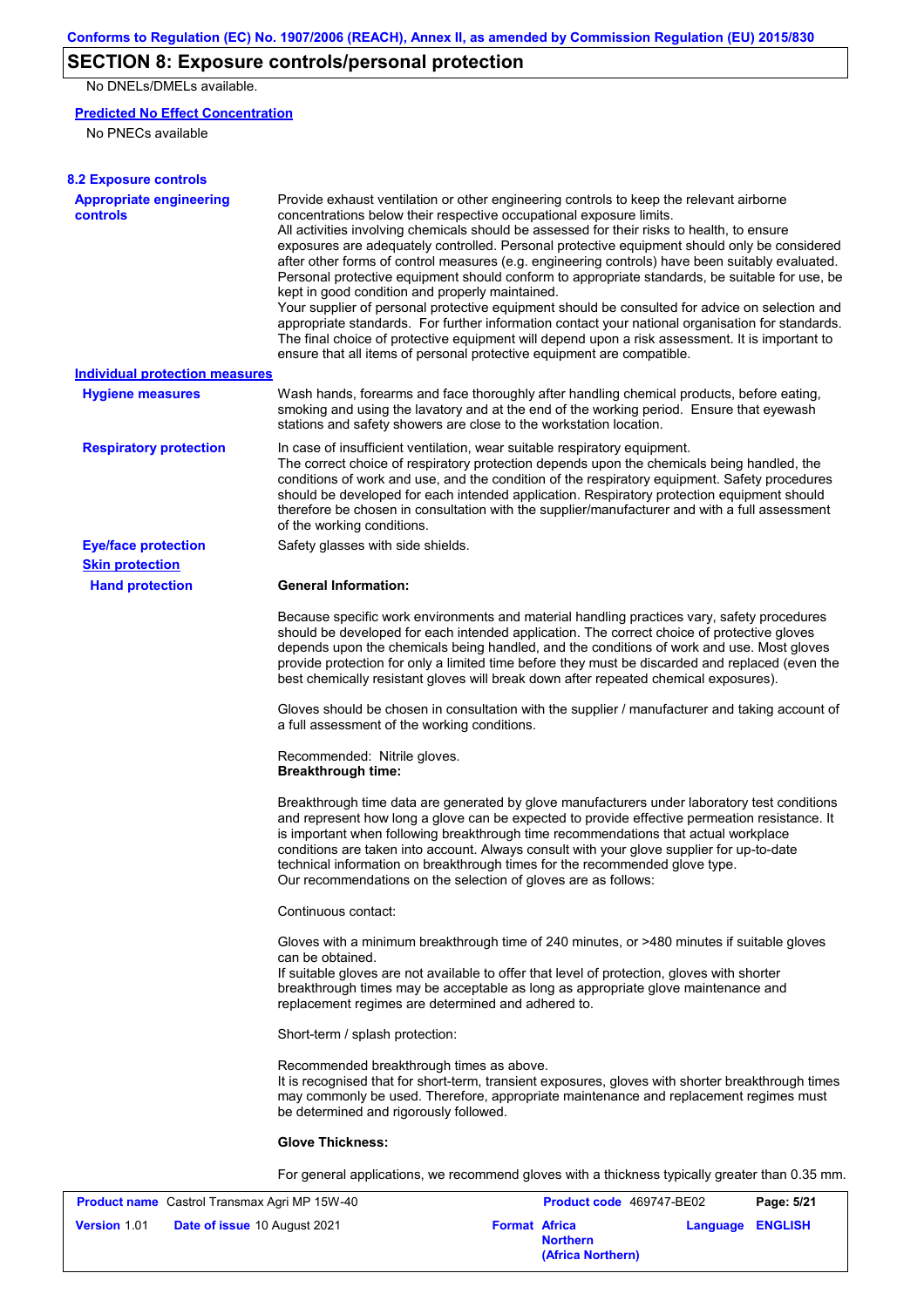## SECTION 8: Exposure controls/personal protection

No DNELs/DMELs available.

**Predicted No Effect Concentration**

No PNECs available

**8.2 Exposure controls**

**Appropriate engineering controls**

Provide exhaust ventilation or other engineering controls to keep the relevant airborne concentrations below their respective occupational exposure limits.
All activities involving chemicals should be assessed for their risks to health, to ensure exposures are adequately controlled. Personal protective equipment should only be considered after other forms of control measures (e.g. engineering controls) have been suitably evaluated. Personal protective equipment should conform to appropriate standards, be suitable for use, be kept in good condition and properly maintained.
Your supplier of personal protective equipment should be consulted for advice on selection and appropriate standards. For further information contact your national organisation for standards. The final choice of protective equipment will depend upon a risk assessment. It is important to ensure that all items of personal protective equipment are compatible.

**Individual protection measures**

**Hygiene measures**

Wash hands, forearms and face thoroughly after handling chemical products, before eating, smoking and using the lavatory and at the end of the working period. Ensure that eyewash stations and safety showers are close to the workstation location.

**Respiratory protection**

In case of insufficient ventilation, wear suitable respiratory equipment.
The correct choice of respiratory protection depends upon the chemicals being handled, the conditions of work and use, and the condition of the respiratory equipment. Safety procedures should be developed for each intended application. Respiratory protection equipment should therefore be chosen in consultation with the supplier/manufacturer and with a full assessment of the working conditions.

**Eye/face protection**

Safety glasses with side shields.

**Skin protection**

**Hand protection**

**General Information:**

Because specific work environments and material handling practices vary, safety procedures should be developed for each intended application. The correct choice of protective gloves depends upon the chemicals being handled, and the conditions of work and use. Most gloves provide protection for only a limited time before they must be discarded and replaced (even the best chemically resistant gloves will break down after repeated chemical exposures).

Gloves should be chosen in consultation with the supplier / manufacturer and taking account of a full assessment of the working conditions.

Recommended: Nitrile gloves.
**Breakthrough time:**

Breakthrough time data are generated by glove manufacturers under laboratory test conditions and represent how long a glove can be expected to provide effective permeation resistance. It is important when following breakthrough time recommendations that actual workplace conditions are taken into account. Always consult with your glove supplier for up-to-date technical information on breakthrough times for the recommended glove type.
Our recommendations on the selection of gloves are as follows:

Continuous contact:

Gloves with a minimum breakthrough time of 240 minutes, or >480 minutes if suitable gloves can be obtained.
If suitable gloves are not available to offer that level of protection, gloves with shorter breakthrough times may be acceptable as long as appropriate glove maintenance and replacement regimes are determined and adhered to.

Short-term / splash protection:

Recommended breakthrough times as above.
It is recognised that for short-term, transient exposures, gloves with shorter breakthrough times may commonly be used. Therefore, appropriate maintenance and replacement regimes must be determined and rigorously followed.

**Glove Thickness:**

For general applications, we recommend gloves with a thickness typically greater than 0.35 mm.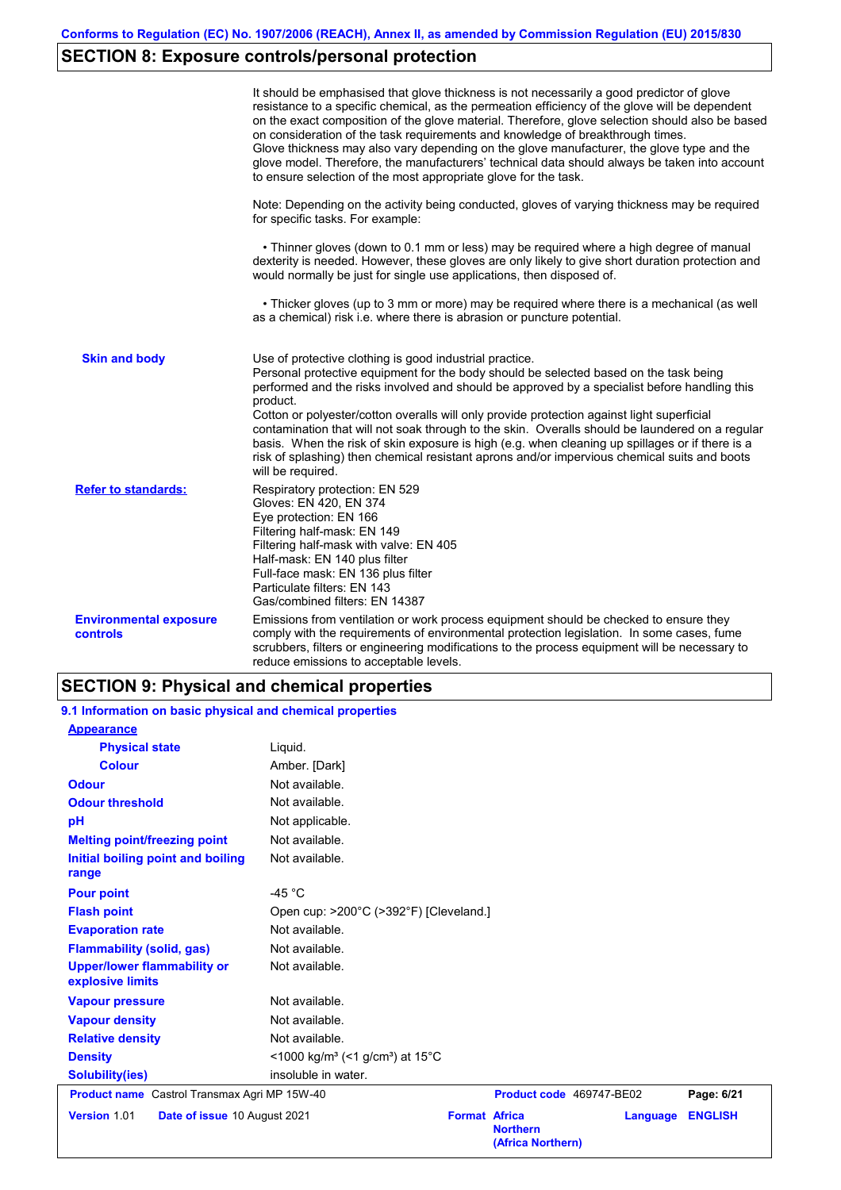## SECTION 8: Exposure controls/personal protection

It should be emphasised that glove thickness is not necessarily a good predictor of glove resistance to a specific chemical, as the permeation efficiency of the glove will be dependent on the exact composition of the glove material. Therefore, glove selection should also be based on consideration of the task requirements and knowledge of breakthrough times.
Glove thickness may also vary depending on the glove manufacturer, the glove type and the glove model. Therefore, the manufacturers' technical data should always be taken into account to ensure selection of the most appropriate glove for the task.

Note: Depending on the activity being conducted, gloves of varying thickness may be required for specific tasks. For example:

- Thinner gloves (down to 0.1 mm or less) may be required where a high degree of manual dexterity is needed. However, these gloves are only likely to give short duration protection and would normally be just for single use applications, then disposed of.

- Thicker gloves (up to 3 mm or more) may be required where there is a mechanical (as well as a chemical) risk i.e. where there is abrasion or puncture potential.

**Skin and body**

Use of protective clothing is good industrial practice.
Personal protective equipment for the body should be selected based on the task being performed and the risks involved and should be approved by a specialist before handling this product.
Cotton or polyester/cotton overalls will only provide protection against light superficial contamination that will not soak through to the skin. Overalls should be laundered on a regular basis. When the risk of skin exposure is high (e.g. when cleaning up spillages or if there is a risk of splashing) then chemical resistant aprons and/or impervious chemical suits and boots will be required.

**Refer to standards:**

Respiratory protection: EN 529
Gloves: EN 420, EN 374
Eye protection: EN 166
Filtering half-mask: EN 149
Filtering half-mask with valve: EN 405
Half-mask: EN 140 plus filter
Full-face mask: EN 136 plus filter
Particulate filters: EN 143
Gas/combined filters: EN 14387

**Environmental exposure controls**

Emissions from ventilation or work process equipment should be checked to ensure they comply with the requirements of environmental protection legislation. In some cases, fume scrubbers, filters or engineering modifications to the process equipment will be necessary to reduce emissions to acceptable levels.

## SECTION 9: Physical and chemical properties

### 9.1 Information on basic physical and chemical properties

| Property | Value |
| --- | --- |
| **Appearance** | |
| **Physical state** | Liquid. |
| **Colour** | Amber. [Dark] |
| **Odour** | Not available. |
| **Odour threshold** | Not available. |
| **pH** | Not applicable. |
| **Melting point/freezing point** | Not available. |
| **Initial boiling point and boiling range** | Not available. |
| **Pour point** | -45 °C |
| **Flash point** | Open cup: >200°C (>392°F) [Cleveland.] |
| **Evaporation rate** | Not available. |
| **Flammability (solid, gas)** | Not available. |
| **Upper/lower flammability or explosive limits** | Not available. |
| **Vapour pressure** | Not available. |
| **Vapour density** | Not available. |
| **Relative density** | Not available. |
| **Density** | <1000 kg/m³ (<1 g/cm³) at 15°C |
| **Solubility(ies)** | insoluble in water. |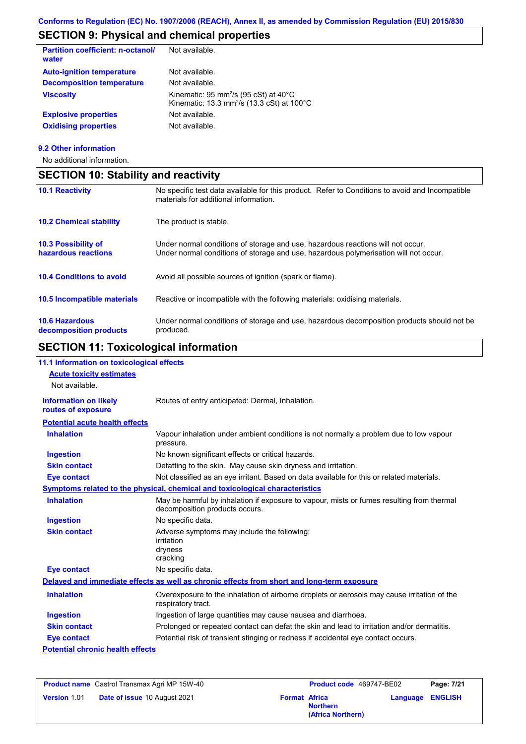## SECTION 9: Physical and chemical properties

| | |
|---|---|
| **Partition coefficient: n-octanol/ water** | Not available. |
| **Auto-ignition temperature** | Not available. |
| **Decomposition temperature** | Not available. |
| **Viscosity** | Kinematic: 95 $mm^2/s$ (95 cSt) at 40°C<br>Kinematic: 13.3 $mm^2/s$ (13.3 cSt) at 100°C |
| **Explosive properties** | Not available. |
| **Oxidising properties** | Not available. |

### 9.2 Other information

No additional information.

## SECTION 10: Stability and reactivity

| | |
|---|---|
| **10.1 Reactivity** | No specific test data available for this product. Refer to Conditions to avoid and Incompatible materials for additional information. |
| **10.2 Chemical stability** | The product is stable. |
| **10.3 Possibility of hazardous reactions** | Under normal conditions of storage and use, hazardous reactions will not occur.<br>Under normal conditions of storage and use, hazardous polymerisation will not occur. |
| **10.4 Conditions to avoid** | Avoid all possible sources of ignition (spark or flame). |
| **10.5 Incompatible materials** | Reactive or incompatible with the following materials: oxidising materials. |
| **10.6 Hazardous decomposition products** | Under normal conditions of storage and use, hazardous decomposition products should not be produced. |

## SECTION 11: Toxicological information

### 11.1 Information on toxicological effects

**Acute toxicity estimates**

Not available.

| | |
|---|---|
| **Information on likely routes of exposure** | Routes of entry anticipated: Dermal, Inhalation. |

**Potential acute health effects**

| | |
|---|---|
| **Inhalation** | Vapour inhalation under ambient conditions is not normally a problem due to low vapour pressure. |
| **Ingestion** | No known significant effects or critical hazards. |
| **Skin contact** | Defatting to the skin. May cause skin dryness and irritation. |
| **Eye contact** | Not classified as an eye irritant. Based on data available for this or related materials. |

**Symptoms related to the physical, chemical and toxicological characteristics**

| | |
|---|---|
| **Inhalation** | May be harmful by inhalation if exposure to vapour, mists or fumes resulting from thermal decomposition products occurs. |
| **Ingestion** | No specific data. |
| **Skin contact** | Adverse symptoms may include the following:<br>irritation<br>dryness<br>cracking |
| **Eye contact** | No specific data. |

**Delayed and immediate effects as well as chronic effects from short and long-term exposure**

| | |
|---|---|
| **Inhalation** | Overexposure to the inhalation of airborne droplets or aerosols may cause irritation of the respiratory tract. |
| **Ingestion** | Ingestion of large quantities may cause nausea and diarrhoea. |
| **Skin contact** | Prolonged or repeated contact can defat the skin and lead to irritation and/or dermatitis. |
| **Eye contact** | Potential risk of transient stinging or redness if accidental eye contact occurs. |

**Potential chronic health effects**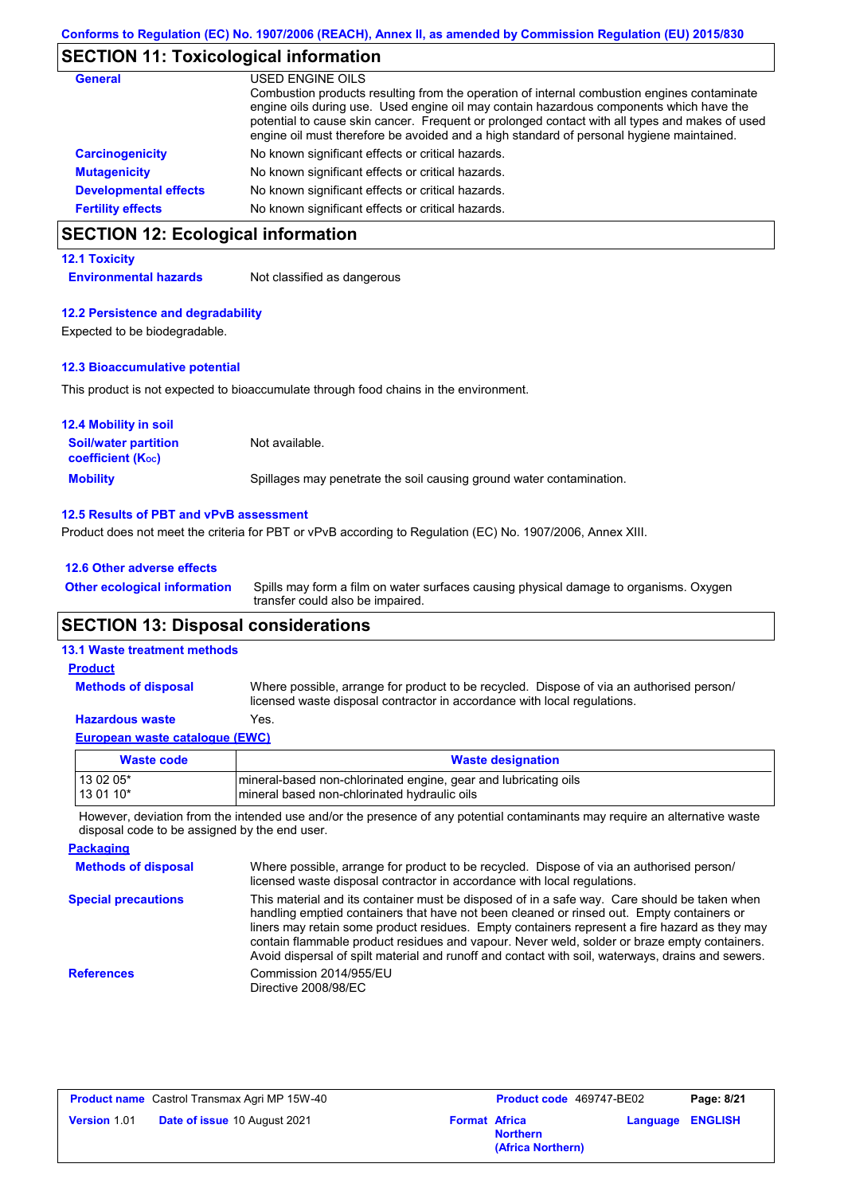## SECTION 11: Toxicological information

**General**

USED ENGINE OILS
Combustion products resulting from the operation of internal combustion engines contaminate engine oils during use. Used engine oil may contain hazardous components which have the potential to cause skin cancer. Frequent or prolonged contact with all types and makes of used engine oil must therefore be avoided and a high standard of personal hygiene maintained.

**Carcinogenicity** No known significant effects or critical hazards.

**Mutagenicity** No known significant effects or critical hazards.

**Developmental effects** No known significant effects or critical hazards.

**Fertility effects** No known significant effects or critical hazards.

## SECTION 12: Ecological information

### 12.1 Toxicity

**Environmental hazards** Not classified as dangerous

### 12.2 Persistence and degradability

Expected to be biodegradable.

### 12.3 Bioaccumulative potential

This product is not expected to bioaccumulate through food chains in the environment.

### 12.4 Mobility in soil

**Soil/water partition coefficient ($K_{OC}$)** Not available.

**Mobility** Spillages may penetrate the soil causing ground water contamination.

### 12.5 Results of PBT and vPvB assessment

Product does not meet the criteria for PBT or vPvB according to Regulation (EC) No. 1907/2006, Annex XIII.

### 12.6 Other adverse effects

**Other ecological information** Spills may form a film on water surfaces causing physical damage to organisms. Oxygen transfer could also be impaired.

## SECTION 13: Disposal considerations

### 13.1 Waste treatment methods

**Product**

**Methods of disposal** Where possible, arrange for product to be recycled. Dispose of via an authorised person/ licensed waste disposal contractor in accordance with local regulations.

**Hazardous waste** Yes.

**European waste catalogue (EWC)**

| Waste code | Waste designation |
|---|---|
| 13 02 05*<br>13 01 10* | mineral-based non-chlorinated engine, gear and lubricating oils<br>mineral based non-chlorinated hydraulic oils |

However, deviation from the intended use and/or the presence of any potential contaminants may require an alternative waste disposal code to be assigned by the end user.

**Packaging**

**Methods of disposal** Where possible, arrange for product to be recycled. Dispose of via an authorised person/ licensed waste disposal contractor in accordance with local regulations.

**Special precautions** This material and its container must be disposed of in a safe way. Care should be taken when handling emptied containers that have not been cleaned or rinsed out. Empty containers or liners may retain some product residues. Empty containers represent a fire hazard as they may contain flammable product residues and vapour. Never weld, solder or braze empty containers. Avoid dispersal of spilt material and runoff and contact with soil, waterways, drains and sewers.

**References** Commission 2014/955/EU
Directive 2008/98/EC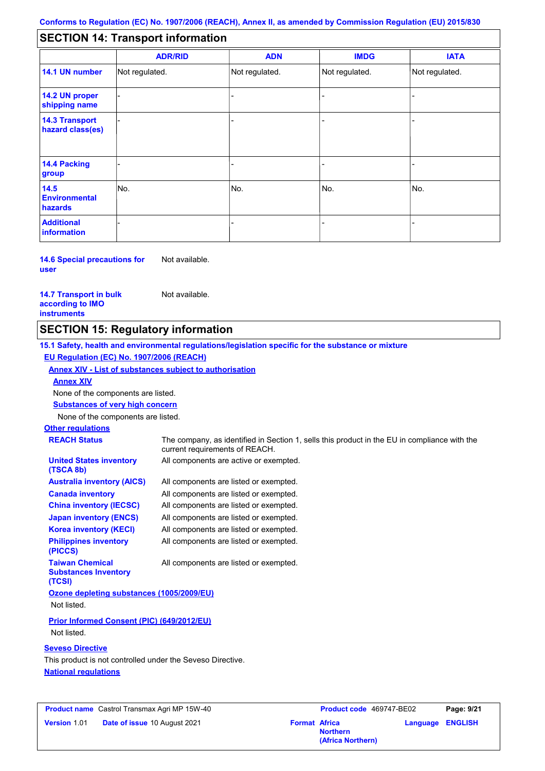Conforms to Regulation (EC) No. 1907/2006 (REACH), Annex II, as amended by Commission Regulation (EU) 2015/830

## SECTION 14: Transport information

| | ADR/RID | ADN | IMDG | IATA |
|---|---|---|---|---|
| **14.1 UN number** | Not regulated. | Not regulated. | Not regulated. | Not regulated. |
| **14.2 UN proper shipping name** | - | - | - | - |
| **14.3 Transport hazard class(es)** | - | - | - | - |
| **14.4 Packing group** | - | - | - | - |
| **14.5 Environmental hazards** | No. | No. | No. | No. |
| **Additional information** | - | - | - | - |

**14.6 Special precautions for user** Not available.

**14.7 Transport in bulk according to IMO instruments** Not available.

## SECTION 15: Regulatory information

**15.1 Safety, health and environmental regulations/legislation specific for the substance or mixture**

**EU Regulation (EC) No. 1907/2006 (REACH)**

**Annex XIV - List of substances subject to authorisation**

**Annex XIV**

None of the components are listed.

**Substances of very high concern**

None of the components are listed.

**Other regulations**

**REACH Status** The company, as identified in Section 1, sells this product in the EU in compliance with the current requirements of REACH.

**United States inventory (TSCA 8b)** All components are active or exempted.

**Australia inventory (AICS)** All components are listed or exempted.

**Canada inventory** All components are listed or exempted.

**China inventory (IECSC)** All components are listed or exempted.

**Japan inventory (ENCS)** All components are listed or exempted.

**Korea inventory (KECI)** All components are listed or exempted.

**Philippines inventory (PICCS)** All components are listed or exempted.

**Taiwan Chemical Substances Inventory (TCSI)** All components are listed or exempted.

**Ozone depleting substances (1005/2009/EU)**

Not listed.

**Prior Informed Consent (PIC) (649/2012/EU)**

Not listed.

**Seveso Directive**

This product is not controlled under the Seveso Directive.

**National regulations**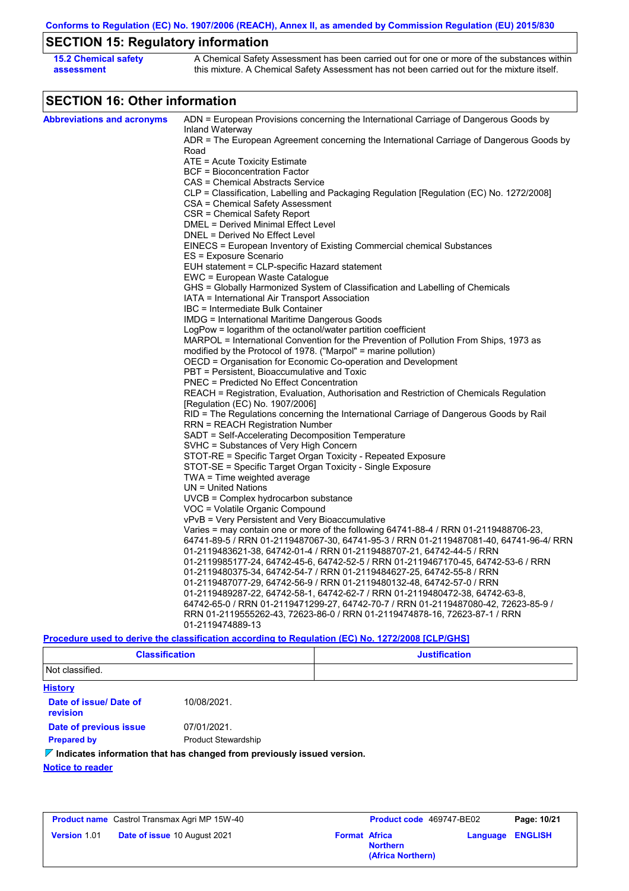Conforms to Regulation (EC) No. 1907/2006 (REACH), Annex II, as amended by Commission Regulation (EU) 2015/830

## SECTION 15: Regulatory information

**15.2 Chemical safety assessment**

A Chemical Safety Assessment has been carried out for one or more of the substances within this mixture. A Chemical Safety Assessment has not been carried out for the mixture itself.

## SECTION 16: Other information

**Abbreviations and acronyms**

ADN = European Provisions concerning the International Carriage of Dangerous Goods by Inland Waterway
ADR = The European Agreement concerning the International Carriage of Dangerous Goods by Road
ATE = Acute Toxicity Estimate
BCF = Bioconcentration Factor
CAS = Chemical Abstracts Service
CLP = Classification, Labelling and Packaging Regulation [Regulation (EC) No. 1272/2008]
CSA = Chemical Safety Assessment
CSR = Chemical Safety Report
DMEL = Derived Minimal Effect Level
DNEL = Derived No Effect Level
EINECS = European Inventory of Existing Commercial chemical Substances
ES = Exposure Scenario
EUH statement = CLP-specific Hazard statement
EWC = European Waste Catalogue
GHS = Globally Harmonized System of Classification and Labelling of Chemicals
IATA = International Air Transport Association
IBC = Intermediate Bulk Container
IMDG = International Maritime Dangerous Goods
LogPow = logarithm of the octanol/water partition coefficient
MARPOL = International Convention for the Prevention of Pollution From Ships, 1973 as modified by the Protocol of 1978. ("Marpol" = marine pollution)
OECD = Organisation for Economic Co-operation and Development
PBT = Persistent, Bioaccumulative and Toxic
PNEC = Predicted No Effect Concentration
REACH = Registration, Evaluation, Authorisation and Restriction of Chemicals Regulation [Regulation (EC) No. 1907/2006]
RID = The Regulations concerning the International Carriage of Dangerous Goods by Rail
RRN = REACH Registration Number
SADT = Self-Accelerating Decomposition Temperature
SVHC = Substances of Very High Concern
STOT-RE = Specific Target Organ Toxicity - Repeated Exposure
STOT-SE = Specific Target Organ Toxicity - Single Exposure
TWA = Time weighted average
UN = United Nations
UVCB = Complex hydrocarbon substance
VOC = Volatile Organic Compound
vPvB = Very Persistent and Very Bioaccumulative
Varies = may contain one or more of the following 64741-88-4 / RRN 01-2119488706-23, 64741-89-5 / RRN 01-2119487067-30, 64741-95-3 / RRN 01-2119487081-40, 64741-96-4/ RRN 01-2119483621-38, 64742-01-4 / RRN 01-2119488707-21, 64742-44-5 / RRN 01-2119985177-24, 64742-45-6, 64742-52-5 / RRN 01-2119467170-45, 64742-53-6 / RRN 01-2119480375-34, 64742-54-7 / RRN 01-2119484627-25, 64742-55-8 / RRN 01-2119487077-29, 64742-56-9 / RRN 01-2119480132-48, 64742-57-0 / RRN 01-2119489287-22, 64742-58-1, 64742-62-7 / RRN 01-2119480472-38, 64742-63-8, 64742-65-0 / RRN 01-2119471299-27, 64742-70-7 / RRN 01-2119487080-42, 72623-85-9 / RRN 01-2119555262-43, 72623-86-0 / RRN 01-2119474878-16, 72623-87-1 / RRN 01-2119474889-13

**Procedure used to derive the classification according to Regulation (EC) No. 1272/2008 [CLP/GHS]**

| Classification | Justification |
|---|---|
| Not classified. | |

**History**

**Date of issue/ Date of revision** 10/08/2021.

**Date of previous issue** 07/01/2021.

**Prepared by** Product Stewardship

**Indicates information that has changed from previously issued version.**

**Notice to reader**

| **Product name** Castrol Transmax Agri MP 15W-40 | **Product code** 469747-BE02 | |
|---|---|---|
| **Version** 1.01 **Date of issue** 10 August 2021 | **Format** Africa Northern (Africa Northern) | **Language** ENGLISH |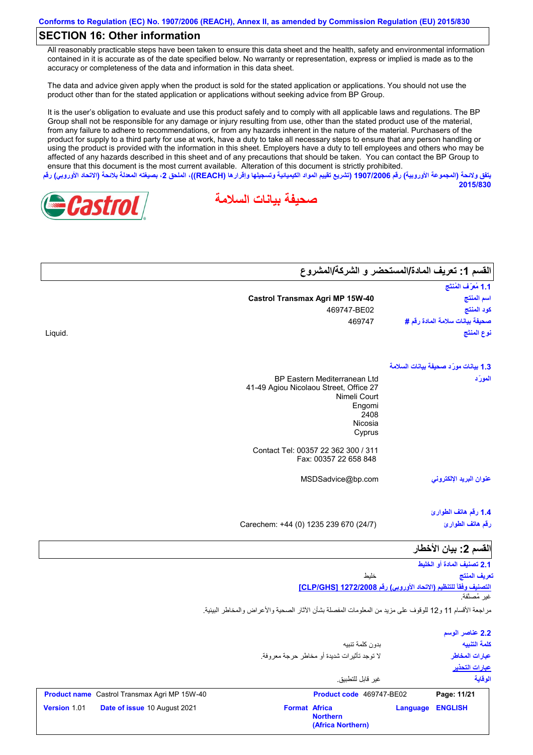Conforms to Regulation (EC) No. 1907/2006 (REACH), Annex II, as amended by Commission Regulation (EU) 2015/830

## SECTION 16: Other information

All reasonably practicable steps have been taken to ensure this data sheet and the health, safety and environmental information contained in it is accurate as of the date specified below. No warranty or representation, express or implied is made as to the accuracy or completeness of the data and information in this data sheet.

The data and advice given apply when the product is sold for the stated application or applications. You should not use the product other than for the stated application or applications without seeking advice from BP Group.

It is the user's obligation to evaluate and use this product safely and to comply with all applicable laws and regulations. The BP Group shall not be responsible for any damage or injury resulting from use, other than the stated product use of the material, from any failure to adhere to recommendations, or from any hazards inherent in the nature of the material. Purchasers of the product for supply to a third party for use at work, have a duty to take all necessary steps to ensure that any person handling or using the product is provided with the information in this sheet. Employers have a duty to tell employees and others who may be affected of any hazards described in this sheet and of any precautions that should be taken. You can contact the BP Group to ensure that this document is the most current available. Alteration of this document is strictly prohibited.

يتفق ولائحة (المجموعة الأوروبية) رقم 1907/2006 (تشريع تقييم المواد الكيميائية وتسجيلها وإقرارها (REACH))، الملحق 2، بصيغته المعدلة بلائحة (الاتحاد الأوروبي) رقم 2015/830

Castrol

# صحيفة بيانات السلامة

## القسم 1: تعريف المادة/المستحضر و الشركة/المشروع

### 1.1 مُعرِّف المُنتج

| | |
|---|---|
| اسم المنتج | **Castrol Transmax Agri MP 15W-40** |
| كود المنتج | 469747-BE02 |
| صحيفة بيانات سلامة المادة رقم # | 469747 |
| نوع المنتج | Liquid. |

### 1.3 بيانات مورِّد صحيفة بيانات السلامة

المورِّد

BP Eastern Mediterranean Ltd
41-49 Agiou Nicolaou Street, Office 27
Nimeli Court
Engomi
2408
Nicosia
Cyprus

Contact Tel: 00357 22 362 300 / 311
Fax: 00357 22 658 848

عنوان البريد الإلكتروني: MSDSadvice@bp.com

### 1.4 رقم هاتف الطوارئ

رقم هاتف الطوارئ: Carechem: +44 (0) 1235 239 670 (24/7)

## القسم 2: بيان الأخطار

### 2.1 تصنيف المادة أو الخليط

تعريف المنتج: خليط

التصنيف وفقاً للتنظيم (الاتحاد الأوروبي) رقم 1272/2008 [CLP/GHS]

غير مُصنَّفة.

مراجعة الأقسام 11 و12 للوقوف على مزيد من المعلومات المفصلة بشأن الآثار الصحية والأعراض والمخاطر البيئية.

### 2.2 عناصر الوسم

| | |
|---|---|
| كلمة التنبيه | بدون كلمة تنبيه |
| عبارات المخاطر | لا توجد تأثيرات شديدة أو مخاطر حرجة معروفة. |

عبارات التحذير

| | |
|---|---|
| الوقاية | غير قابل للتطبيق. |

| | | |
|---|---|---|
| **Product name** Castrol Transmax Agri MP 15W-40 | **Product code** 469747-BE02 | |
| **Version** 1.01 **Date of issue** 10 August 2021 | **Format** Africa Northern (Africa Northern) | **Language** ENGLISH |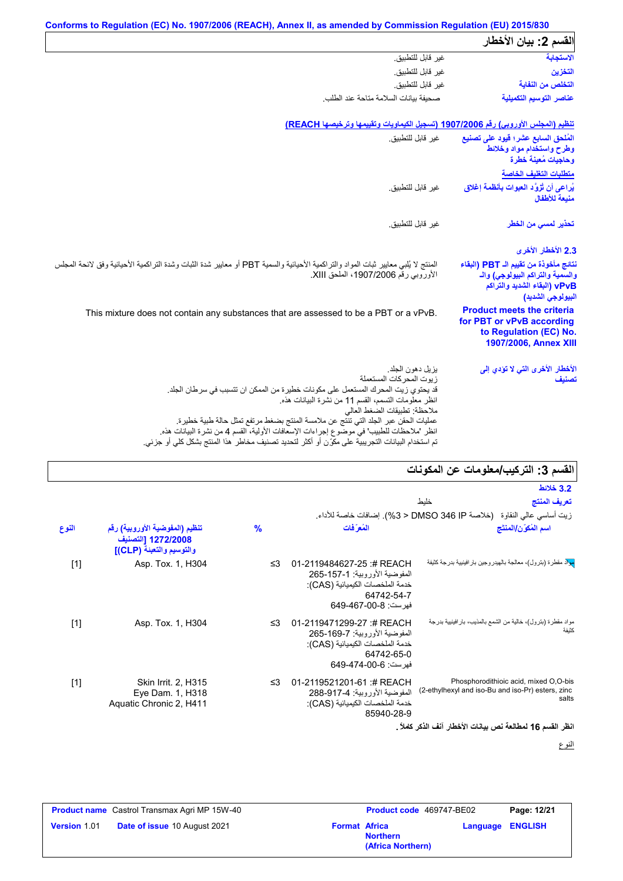Conforms to Regulation (EC) No. 1907/2006 (REACH), Annex II, as amended by Commission Regulation (EU) 2015/830

## القسم 2: بيان الأخطار

| | |
|---|---|
| **الاستجابة** | غير قابل للتطبيق. |
| **التخزين** | غير قابل للتطبيق. |
| **التخلص من النفاية** | غير قابل للتطبيق. |
| **عناصر التوسيم التكميلية** | صحيفة بيانات السلامة متاحة عند الطلب. |

**تنظيم (المجلس الأوروبي) رقم 1907/2006 (تسجيل الكيماويات وتقييمها وترخيصها REACH)**

| | |
|---|---|
| **المُلحق السابع عشر؛ قيود على تصنيع وطرح واستخدام مواد وخلائط وحاجيات مُعينة خطرة** | غير قابل للتطبيق. |

**متطلبات التغليف الخاصة**

| | |
|---|---|
| **يُراعى أن تُزوَّد العبوات بأنظمة إغلاق منيعة للأطفال** | غير قابل للتطبيق. |
| **تحذير لمسي من الخطر** | غير قابل للتطبيق. |

### 2.3 الأخطار الأخرى

| | |
|---|---|
| **نتائج مأخوذة من تقييم الـ PBT (البقاء والسمية والتراكم البيولوجي) والـ vPvB (البقاء الشديد والتراكم البيولوجي الشديد)** | المنتج لا يُلبي معايير ثبات المواد والتراكمية الأحيائية والسمية PBT أو معايير شدة الثبات وشدة التراكمية الأحيائية وفق لائحة المجلس الأوروبي رقم 1907/2006، الملحق XIII. |
| **Product meets the criteria for PBT or vPvB according to Regulation (EC) No. 1907/2006, Annex XIII** | This mixture does not contain any substances that are assessed to be a PBT or a vPvB. |
| **الأخطار الأخرى التي لا تؤدي إلى تصنيف** | يزيل دهون الجلد.<br>زيوت المحركات المستعملة<br>قد يحتوي زيت المحرك المستعمل على مكونات خطيرة من الممكن ان تتسبب في سرطان الجلد.<br>انظر معلومات التسمم، القسم 11 من نشرة البيانات هذه.<br>ملاحظة: تطبيقات الضغط العالي<br>عمليات الحقن عبر الجلد التي تنتج عن ملامسة المنتج بضغط مرتفع تمثل حالة طبية خطيرة.<br>انظر 'ملاحظات للطبيب' في موضوع إجراءات الإسعافات الأولية، القسم 4 من نشرة البيانات هذه.<br>تم استخدام البيانات التجريبية على مكوّن أو أكثر لتحديد تصنيف مخاطر هذا المنتج بشكل كلي أو جزئي. |

## القسم 3: التركيب/معلومات عن المكونات

### 3.2 خلائط

**تعريف المنتج** خليط

زيت أساسي عالي النقاوة (خلاصة DMSO 346 IP < 3%). إضافات خاصة للأداء.

| اسم المُكوّن/المنتج | المُعرِّفات | % | تنظيم (المفوضية الأوروبية) رقم 1272/2008 [التصنيف والتوسيم والتعبئة (CLP)] | النوع |
|---|---|---|---|---|
| مواد مقطرة (بترول)، معالجة بالهيدروجين بارافينية بدرجة كثيفة | REACH #: 01-2119484627-25<br>المفوضية الأوروبية: 265-157-1<br>خدمة الملخصات الكيميائية (CAS): 64742-54-7<br>فهرست: 649-467-00-8 | ≤3 | Asp. Tox. 1, H304 | [1] |
| مواد مقطرة (بترول)، خالية من الشمع بالمذيب، بارافينية بدرجة كثيفة | REACH #: 01-2119471299-27<br>المفوضية الأوروبية: 265-169-7<br>خدمة الملخصات الكيميائية (CAS): 64742-65-0<br>فهرست: 649-474-00-6 | ≤3 | Asp. Tox. 1, H304 | [1] |
| Phosphorodithioic acid, mixed O,O-bis (2-ethylhexyl and iso-Bu and iso-Pr) esters, zinc salts | REACH #: 01-2119521201-61<br>المفوضية الأوروبية: 288-917-4<br>خدمة الملخصات الكيميائية (CAS): 85940-28-9 | ≤3 | Skin Irrit. 2, H315<br>Eye Dam. 1, H318<br>Aquatic Chronic 2, H411 | [1] |

**انظر القسم 16 لمطالعة نص بيانات الأخطار آنف الذكر كاملاً.**

النوع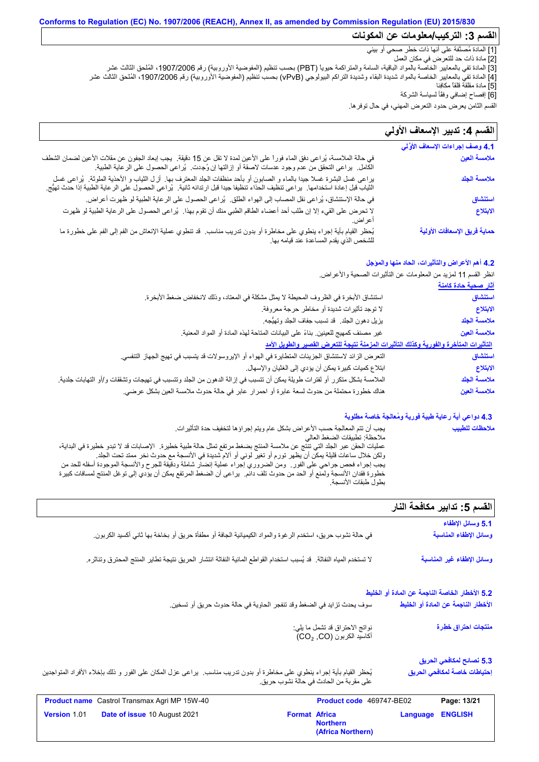Conforms to Regulation (EC) No. 1907/2006 (REACH), Annex II, as amended by Commission Regulation (EU) 2015/830

## القسم 3: التركيب/معلومات عن المكونات

[1] المادة مُصنَّفة على أنها ذات خطر صحي أو بيئي
[2] مادة ذات حد للتعرض في مكان العمل
[3] المادة تفي بالمعايير الخاصة بالمواد الباقية، السامة والمتراكمة حيوياً (PBT) بحسب تنظيم (المفوضية الأوروبية) رقم 1907/2006، المُلحق الثالث عشر
[4] المادة تفي بالمعايير الخاصة بالمواد شديدة البقاء وشديدة التراكم البيولوجي (vPvB) بحسب تنظيم (المفوضية الأوروبية) رقم 1907/2006، المُلحق الثالث عشر
[5] مادة مقلقة قلقاً مكافِئاً
[6] إفصاح إضافي وفقاً لسياسة الشركة

القسم الثامن يعرض حدود التعرض المهني، في حال توفرها.

## القسم 4: تدبير الإسعاف الأولي

### 4.1 وصف إجراءات الإسعاف الأوّلي

**ملامسة العين**: في حالة الملامسة، يُراعى دفق الماء فوراً على الأعين لمدة لا تقل عن 15 دقيقة. يجب إبعاد الجفون عن مقلات الأعين لضمان الشطف الكامل. يراعى التحقق من عدم وجود عدسات لاصقة أو ازالتها إن وُجِدت. يُراعى الحصول على الرعاية الطبية.

**ملامسة الجلد**: يراعى غسل البشرة غسلا جيدا بالماء و الصابون أو بأحد منظفات الجلد المعترف بها. أز ل الثياب و الأحذية الملوثة. يُراعى غسل الثياب قبل إعادة استخدامها. يراعى تنظيف الحذاء تنظيفا جيدا قبل ارتدائه ثانية. يُراعى الحصول على الرعاية الطبية إذا حدث تهيُّج.

**استنشاق**: في حالة الإستنشاق، يُراعى نقل المصاب إلى الهواء الطلق. يُراعى الحصول على الرعاية الطبية لو ظهرت أعراض.

**الابتلاع**: لا تحرض على القيء إلا إن طلب أحد أعضاء الطاقم الطبي منك أن تقوم بهذا. يُراعى الحصول على الرعاية الطبية لو ظهرت أعراض.

**حماية فريق الإسعافات الأولية**: يُحظر القيام بأية إجراء ينطوي على مخاطرة أو بدون تدريب مناسب. قد تنطوي عملية الإنعاش من الفم إلى الفم على خطورة ما للشخص الذي يقدم المساعدة عند قيامه بها.

### 4.2 أهم الأعراض والتأثيرات، الحاد منها والمؤجل

انظر القسم 11 لمزيد من المعلومات عن التأثيرات الصحية والأعراض.

**آثار صحية حادة كامنة**

**استنشاق**: استنشاق الأبخرة في الظروف المحيطة لا يمثل مشكلة في المعتاد، وذلك لانخفاض ضغط الأبخرة.
**الابتلاع**: لا توجد تأثيرات شديدة أو مخاطر حرجة معروفة.
**ملامسة الجلد**: يزيل دهون الجلد. قد تسبب جفاف الجلد وتهيُّجه.
**ملامسة العين**: غير مصنف كمهيج للعينين. بناءً على البيانات المتاحة لهذه المادة أو المواد المعنية.

**التأثيرات المتأخرة والفورية وكذلك التأثيرات المزمنة نتيجة للتعرض القصير والطويل الأمد**

**استنشاق**: التعرض الزائد لاستنشاق الجزيئات المتطايرة في الهواء أو الإيروسولات قد يتسبب في تهيج الجهاز التنفسي.
**الابتلاع**: ابتلاع كميات كبيرة يمكن أن يؤدي إلى الغثيان والإسهال.
**ملامسة الجلد**: الملامسة بشكل متكرر أو لفترات طويلة يمكن أن تتسبب في إزالة الدهون من الجلد وتتسبب في تهيجات وتشققات و/أو التهابات جلدية.
**ملامسة العين**: هناك خطورة محتملة من حدوث لسعة عابرة أو احمرار عابر في حالة حدوث ملامسة العين بشكل عرضي.

### 4.3 دواعي أية رعاية طبية فورية ومُعالجة خاصة مطلوبة

**ملاحظات للطبيب**: يجب أن تتم المعالجة حسب الأعراض بشكل عام ويتم إجراؤها لتخفيف حدة التأثيرات.
ملاحظة: تطبيقات الضغط العالي
عمليات الحقن عبر الجلد التي تنتج عن ملامسة المنتج بضغط مرتفع تمثل حالة طبية خطيرة. الإصابات قد لا تبدو خطيرة في البداية، ولكن خلال ساعات قليلة يمكن أن يظهر تورم أو تغير لوني أو آلام شديدة في الأنسجة مع حدوث نخر ممتد تحت الجلد.
يجب إجراء فحص جراحي على الفور. ومن الضروري إجراء عملية إنضار شاملة ودقيقة للجرح والأنسجة الموجودة أسفله للحد من خطورة فقدان الأنسجة ولمنع أو الحد من حدوث تلف دائم. يراعى أن الضغط المرتفع يمكن أن يؤدي إلى توغل المنتج لمسافات كبيرة بطول طبقات الأنسجة.

## القسم 5: تدابير مكافحة النار

### 5.1 وسائل الإطفاء

**وسائل الإطفاء المناسبة**: في حالة نشوب حريق، استخدم الرغوة والمواد الكيميائية الجافة أو مطفأة حريق أو بخاخة بها ثاني أكسيد الكربون.

**وسائل الإطفاء غير المناسبة**: لا تستخدم المياه النفاثة. قد يُسبب استخدام القواطع المائية النفاثة انتشار الحريق نتيجة تطاير المنتج المحترق وتناثره.

### 5.2 الأخطار الخاصة الناجمة عن المادة أو الخليط

**الأخطار الناجمة عن المادة أو الخليط**: سوف يحدث تزايد في الضغط وقد تنفجر الحاوية في حالة حدوث حريق أو تسخين.

**منتجات احتراق خطرة**: نواتج الاحتراق قد تشمل ما يلي:
أكاسيد الكربون ($CO_2$, CO)

### 5.3 نصائح لمكافحي الحريق

**إحتياطات خاصة لمكافحي الحريق**: يُحظر القيام بأية إجراء ينطوي على مخاطرة أو بدون تدريب مناسب. يراعى عزل المكان على الفور و ذلك بإخلاء الأفراد المتواجدين على مقربة من الحادث في حالة نشوب حريق.

| **Product name** Castrol Transmax Agri MP 15W-40 | | **Product code** 469747-BE02 | **Page: 13/21** |
|---|---|---|---|
| **Version** 1.01 | **Date of issue** 10 August 2021 | **Format Africa Northern (Africa Northern)** | **Language ENGLISH** |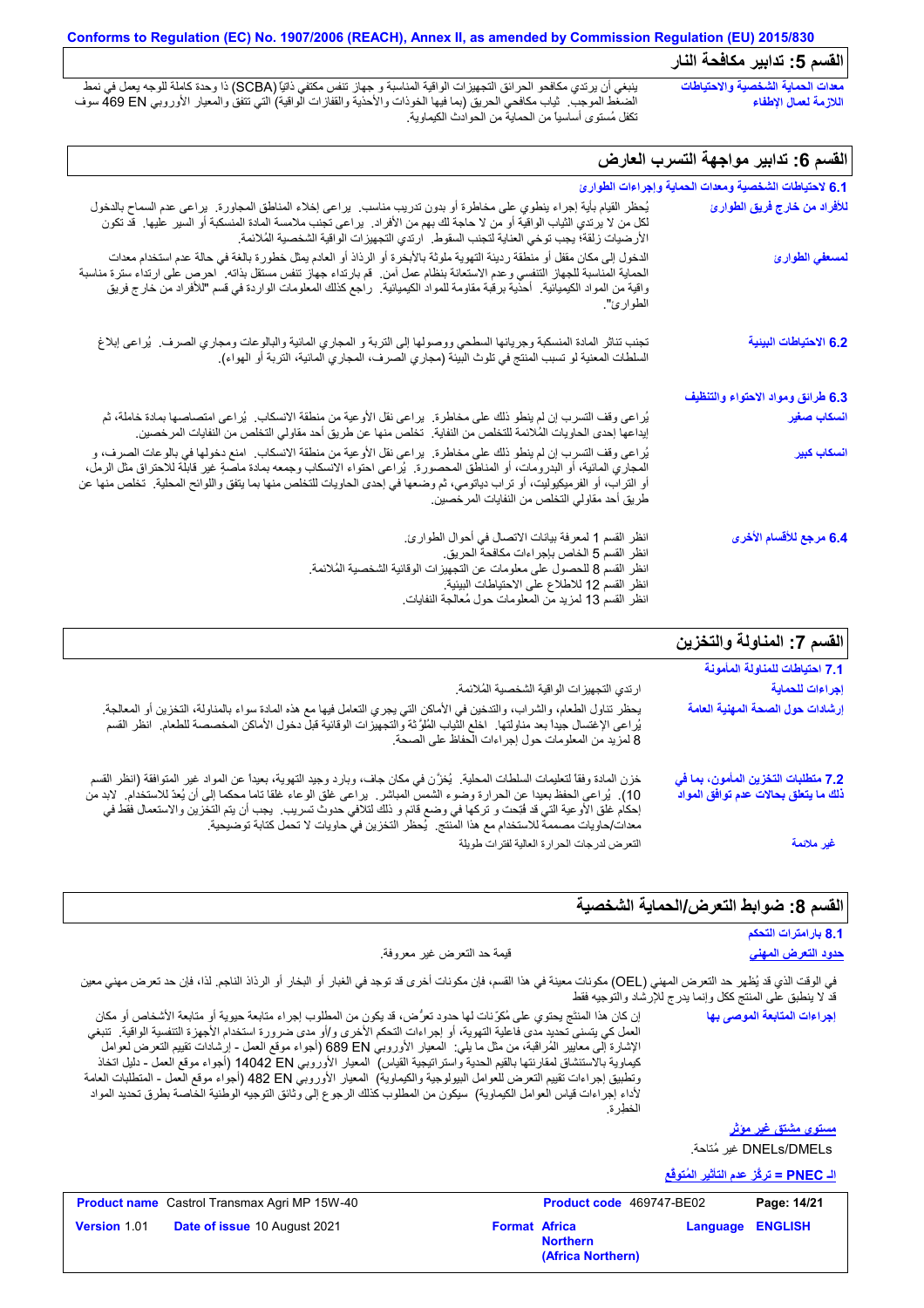## القسم 5: تدابير مكافحة النار

**معدات الحماية الشخصية والاحتياطات اللازمة لعمال الإطفاء**: ينبغي أن يرتدي مكافحو الحرائق التجهيزات الواقية المناسبة و جهاز تنفس مكتفي ذاتياً (SCBA) ذا وحدة كاملة للوجه يعمل في نمط الضغط الموجب. ثياب مكافحي الحريق (بما فيها الخوذات والأحذية والقفازات الواقية) التي تتفق والمعيار الأوروبي EN 469 سوف تكفل مُستوى أساسياً من الحماية من الحوادث الكيماوية.

## القسم 6: تدابير مواجهة التسرب العارض

### 6.1 لاحتياطات الشخصية ومعدات الحماية وإجراءات الطوارئ

**للأفراد من خارج فريق الطوارئ**: يُحظر القيام بأية إجراء ينطوي على مخاطرة أو بدون تدريب مناسب. يراعى إخلاء المناطق المجاورة. يراعى عدم السماح بالدخول لكل من لا يرتدي الثياب الواقية أو من لا حاجة لك بهم من الأفراد. يراعى تجنب ملامسة المادة المنسكبة أو السير عليها. قد تكون الأرضيات زلقة؛ يجب توخي العناية لتجنب السقوط. ارتدي التجهيزات الواقية الشخصية المُلائمة.

**لمسعفي الطوارئ**: الدخول إلى مكان مقفل أو منطقة رديئة التهوية ملوثة بالأبخرة أو الرذاذ أو العادم يمثل خطورة بالغة في حالة عدم استخدام معدات الحماية المناسبة للجهاز التنفسي وعدم الاستعانة بنظام عمل آمن. قم بارتداء جهاز تنفس مستقل بذاته. احرص على ارتداء سترة مناسبة واقية من المواد الكيميائية. أحذية برقبة مقاومة للمواد الكيميائية. راجع كذلك المعلومات الواردة في قسم "للأفراد من خارج فريق الطوارئ".

**6.2 الاحتياطات البيئية**: تجنب تناثر المادة المنسكبة وجريانها السطحي ووصولها إلى التربة و المجاري المائية والبالوعات ومجاري الصرف. يُراعى إبلاغ السلطات المعنية لو تسبب المنتج في تلوث البيئة (مجاري الصرف، المجاري المائية، التربة أو الهواء).

### 6.3 طرائق ومواد الاحتواء والتنظيف

**انسكاب صغير**: يُراعى وقف التسرب إن لم ينطو ذلك على مخاطرة. يراعى نقل الأوعية من منطقة الانسكاب. يُراعى امتصاصها بمادة خاملة، ثم إيداعها إحدى الحاويات المُلائمة للتخلص من النفاية. تخلص منها عن طريق أحد مقاولي التخلص من النفايات المرخصين.

**انسكاب كبير**: يُراعى وقف التسرب إن لم ينطو ذلك على مخاطرة. يراعى نقل الأوعية من منطقة الانسكاب. امنع دخولها في بالوعات الصرف، و المجاري المائية، أو البدرومات، أو المناطق المحصورة. يُراعى احتواء الانسكاب وجمعه بمادة ماصة غير قابلة للاحتراق مثل الرمل، أو التراب، أو الفرميكيوليت، أو تراب دياتومي، ثم وضعها في إحدى الحاويات للتخلص منها بما يتفق واللوائح المحلية. تخلص منها عن طريق أحد مقاولي التخلص من النفايات المرخصين.

**6.4 مرجع للأقسام الأخرى**:
انظر القسم 1 لمعرفة بيانات الاتصال في أحوال الطوارئ.
انظر القسم 5 الخاص بإجراءات مكافحة الحريق.
انظر القسم 8 للحصول على معلومات عن التجهيزات الوقائية الشخصية المُلائمة.
انظر القسم 12 للاطلاع على الاحتياطات البيئية.
انظر القسم 13 لمزيد من المعلومات حول مُعالجة النفايات.

## القسم 7: المناولة والتخزين

### 7.1 احتياطات للمناولة المأمونة

**إجراءات للحماية**: ارتدي التجهيزات الواقية الشخصية المُلائمة.

**إرشادات حول الصحة المهنية العامة**: يحظر تناول الطعام، والشراب، والتدخين في الأماكن التي يجري التعامل فيها مع هذه المادة سواء بالمناولة، التخزين أو المعالجة. يُراعى الإغتسال جيداً بعد مناولتها. اخلع الثياب المُلوّثة والتجهيزات الوقائية قبل دخول الأماكن المخصصة للطعام. انظر القسم 8 لمزيد من المعلومات حول إجراءات الحفاظ على الصحة.

**7.2 متطلبات التخزين المأمون، بما في ذلك ما يتعلق بحالات عدم توافق المواد**: خزن المادة وفقاً لتعليمات السلطات المحلية. يُخزّن في مكان جاف، وبارد وجيد التهوية، بعيداً عن المواد غير المتوافقة (انظر القسم 10). يُراعى الحفظ بعيدا عن الحرارة وضوء الشمس المباشر. يراعى غلق الوعاء غلقا تاما محكما إلى أن يُعدّ للاستخدام. لابد من إحكام غلق الأوعية التي قد فُتحت و تركها في وضع قائم و ذلك لتلافي حدوث تسريب. يجب أن يتم التخزين والاستعمال فقط في معدات/حاويات مصممة للاستخدام مع هذا المنتج. يُحظر التخزين في حاويات لا تحمل كتابة توضيحية.

**غير ملائمة**: التعرض لدرجات الحرارة العالية لفترات طويلة

## القسم 8: ضوابط التعرض/الحماية الشخصية

### 8.1 بارامترات التحكم

**حدود التعرض المهني**

قيمة حد التعرض غير معروفة.

في الوقت الذي قد يُظهر حد التعرض المهني (OEL) مكونات معينة في هذا القسم، فإن مكونات أخرى قد توجد في الغبار أو البخار أو الرذاذ الناجم. لذا، فإن حد تعرض مهني معين قد لا ينطبق على المنتج ككل وإنما يدرج للإرشاد والتوجيه فقط

**إجراءات المتابعة الموصى بها**: إن كان هذا المنتج يحتوي على مُكوّنات لها حدود تعرُّض، قد يكون من المطلوب إجراء متابعة حيوية أو متابعة الأشخاص أو مكان العمل كي يتسنى تحديد مدى فاعلية التهوية، أو إجراءات التحكم الأخرى و/أو مدى ضرورة استخدام الأجهزة التنفسية الواقية. تنبغي الإشارة إلى معايير المُراقبة، من مثل ما يلي: المعيار الأوروبي EN 689 (أجواء موقع العمل - ارشادات تقييم التعرض لعوامل كيماوية بالاستنشاق لمقارنتها بالقيم الحدية واستراتيجية القياس) المعيار الأوروبي EN 14042 (أجواء موقع العمل - دليل اتخاذ وتطبيق إجراءات تقييم التعرض للعوامل البيولوجية والكيماوية) المعيار الأوروبي EN 482 (أجواء موقع العمل - المتطلبات العامة لأداء إجراءات قياس العوامل الكيماوية) سيكون من المطلوب كذلك الرجوع إلى وثائق التوجيه الوطنية الخاصة بطرق تحديد المواد الخطرة.

**مستوى مشتق غير مؤثر**

DNELs/DMELs غير مُتاحة.

**الـ PNEC = تركّز عدم التأثير المُتوقّع**

| Product name Castrol Transmax Agri MP 15W-40 | Product code 469747-BE02 | Page: 14/21 |
|---|---|---|
| Version 1.01 Date of issue 10 August 2021 | Format Africa Northern (Africa Northern) | Language ENGLISH |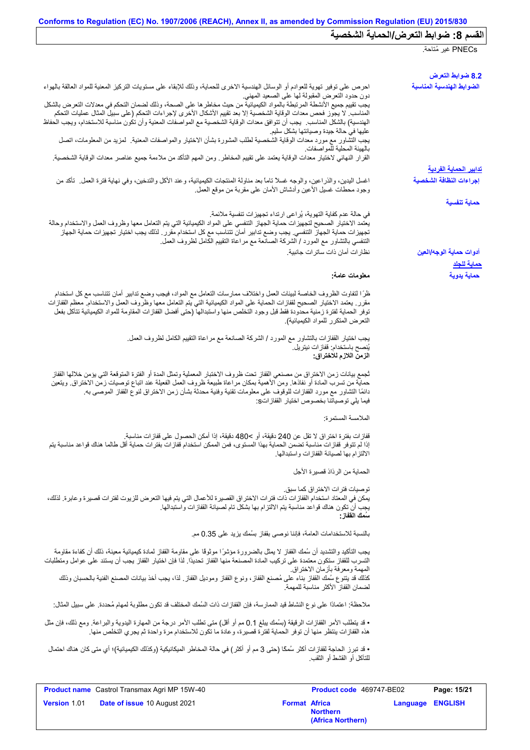Conforms to Regulation (EC) No. 1907/2006 (REACH), Annex II, as amended by Commission Regulation (EU) 2015/830

## القسم 8: ضوابط التعرض/الحماية الشخصية

PNECs غير مُتاحة.

### 8.2 ضوابط التعرض

**الضوابط الهندسية المناسبة**

احرص على توفير تهوية للعوادم أو الوسائل الهندسية الاخرى للحماية، وذلك للإبقاء على مستويات التركيز المعنية للمواد العالقة بالهواء دون حدود التعرض المقبولة لها على الصعيد المهني.
يجب تقييم جميع الأنشطة المرتبطة بالمواد الكيميائية من حيث مخاطرها على الصحة، وذلك لضمان التحكم في معدلات التعرض بالشكل المناسب. لا يجوز فحص معدات الوقاية الشخصية إلا بعد تقييم الأشكال الأخرى لإجراءات التحكم (على سبيل المثال عمليات التحكم الهندسية) بالشكل المناسب. يجب أن تتوافق معدات الوقاية الشخصية مع المواصفات المعنية وأن تكون مناسبة للاستخدام، ويجب الحفاظ عليها في حالة جيدة وصيانتها بشكل سليم.
يجب التشاور مع مورد معدات الوقاية الشخصية لطلب المشورة بشأن الاختيار والمواصفات المعنية. لمزيد من المعلومات، اتصل بالهيئة المحلية للمواصفات.
القرار النهائي لاختيار معدات الوقاية يعتمد على تقييم المخاطر. ومن المهم التأكد من ملاءمة جميع عناصر معدات الوقاية الشخصية.

**تدابير الحماية الفردية**

**إجراءات النظافة الشخصية**

اغسل اليدين، والذراعين، والوجه غسلاً تاماً بعد مناولة المنتجات الكيميائية، وعند الأكل والتدخين، وفي نهاية فترة العمل. تأكد من وجود محطات غسيل الأعين وأدشاش الأمان على مقربة من موقع العمل.

**حماية تنفسية**

في حالة عدم كفاية التهوية، يُراعى ارتداء تجهيزات تنفسية ملائمة.
يعتمد الاختيار الصحيح لتجهيزات حماية الجهاز التنفسي على المواد الكيميائية التي يتم التعامل معها وظروف العمل والاستخدام وحالة تجهيزات حماية الجهاز التنفسي. يجب وضع تدابير أمان تتناسب مع كل استخدام مقرر. لذلك يجب اختيار تجهيزات حماية الجهاز التنفسي بالتشاور مع المورد / الشركة الصانعة مع مراعاة التقييم الكامل لظروف العمل.

**أدوات حماية الوجه/العين**

نظارات أمان ذات ساترات جانبية.

**حماية للجلد**

**حماية يدوية**

**معلومات عامة:**

ظرًا لتفاوت الظروف الخاصة لبيئات العمل واختلاف ممارسات التعامل مع المواد، فيجب وضع تدابير أمان تتناسب مع كل استخدام مقرر. يعتمد الاختيار الصحيح لقفازات الحماية على المواد الكيميائية التي يتم التعامل معها وظروف العمل والاستخدام. معظم القفازات توفر الحماية لفترة زمنية محدودة فقط قبل وجود التخلص منها واستبدالها (حتى أفضل القفازات المقاومة للمواد الكيميائية تتآكل بفعل التعرض المتكرر للمواد الكيميائية).

يجب اختيار القفازات بالتشاور مع المورد / الشركة الصانعة مع مراعاة التقييم الكامل لظروف العمل.
يُنصح باستخدام: قفازات نيتريل.
**الزمن اللازم للاختراق:**

تُجمع بيانات زمن الاختراق من مصنعي القفاز تحت ظروف الاختبار المعملية وتمثل المدة أو الفترة المتوقعة التي يؤمن خلالها القفاز حماية من تسرب المادة أو نفاذها. ومن الأهمية بمكان مراعاة طبيعة ظروف العمل الفعلية عند اتباع توصيات زمن الاختراق. ويتعين دائمًا التشاور مع مورد القفازات للوقوف على معلومات تقنية وفنية محدثة بشأن زمن الاختراق لنوع القفاز الموصى به.
فيما يلي توصياتنا بخصوص اختيار القفازاتs:

الملامسة المستمرة:

قفازات بفترة اختراق لا تقل عن 240 دقيقة، أو >480 دقيقة، إذا أمكن الحصول على قفازات مناسبة.
إذا لم تتوفر قفازات مناسبة تضمن الحماية بهذا المستوى، فمن الممكن استخدام قفازات بفترات حماية أقل طالما هناك قواعد مناسبة يتم الالتزام بها لصيانة القفازات واستبدالها.

الحماية من الرذاذ قصيرة الأجل

توصيات فترات الاختراق كما سبق.
يمكن في المعتاد استخدام القفازات ذات فترات الاختراق القصيرة للأعمال التي يتم فيها التعرض للزيوت لفترات قصيرة وعابرة. لذلك، يجب أن تكون هناك قواعد مناسبة يتم الالتزام بها بشكل تام لصيانة القفازات واستبدالها.
**سُمك القفاز:**

بالنسبة للاستخدامات العامة، فإننا نوصي بقفاز بسُمك يزيد على 0.35 مم.

يجب التأكيد والتشديد أن سُمك القفاز لا يمثل بالضرورة مؤشرًا موثوقًا على مقاومة القفاز لمادة كيميائية معينة، ذلك أن كفاءة مقاومة التسرب للقفاز ستكون معتمدة على تركيب المادة المصنعة منها القفاز تحديدًا. لذا فإن اختيار القفاز يجب أن يستند على عوامل ومتطلبات المهمة ومعرفة بأزمان الاختراق.
كذلك قد يتنوع سُمك القفاز بناء على مُصنع القفاز، ونوع القفاز وموديل القفاز. لذا، يجب أخذ بيانات المصنع الفنية بالحسبان وذلك لضمان القفاز الأكثر مناسبة للمهمة.

ملاحظة: اعتمادًا على نوع النشاط قيد الممارسة، فإن القفازات ذات السُمك المختلف قد تكون مطلوبة لمهام مُحددة. على سبيل المثال:

• قد يتطلب الأمر القفازات الرقيقة (بسُمك يبلغ 0.1 مم أو أقل) متى تطلب الأمر درجة من المهارة اليدوية والبراعة. ومع ذلك، فإن مثل هذه القفازات ينتظر منها أن توفر الحماية لفترة قصيرة، وعادة ما تكون للاستخدام مرة واحدة ثم يجري التخلص منها.

• قد تبرز الحاجة لقفازات أكثر سُمكًا (حتى 3 مم أو أكثر) في حالة المخاطر الميكانيكية (وكذلك الكيميائية)؛ أي متى كان هناك احتمال للتآكل أو القشط أو الثقب.

| Product name Castrol Transmax Agri MP 15W-40 | Product code 469747-BE02 | Page: 15/21 |
|---|---|---|
| Version 1.01 Date of issue 10 August 2021 | Format Africa Northern (Africa Northern) | Language ENGLISH |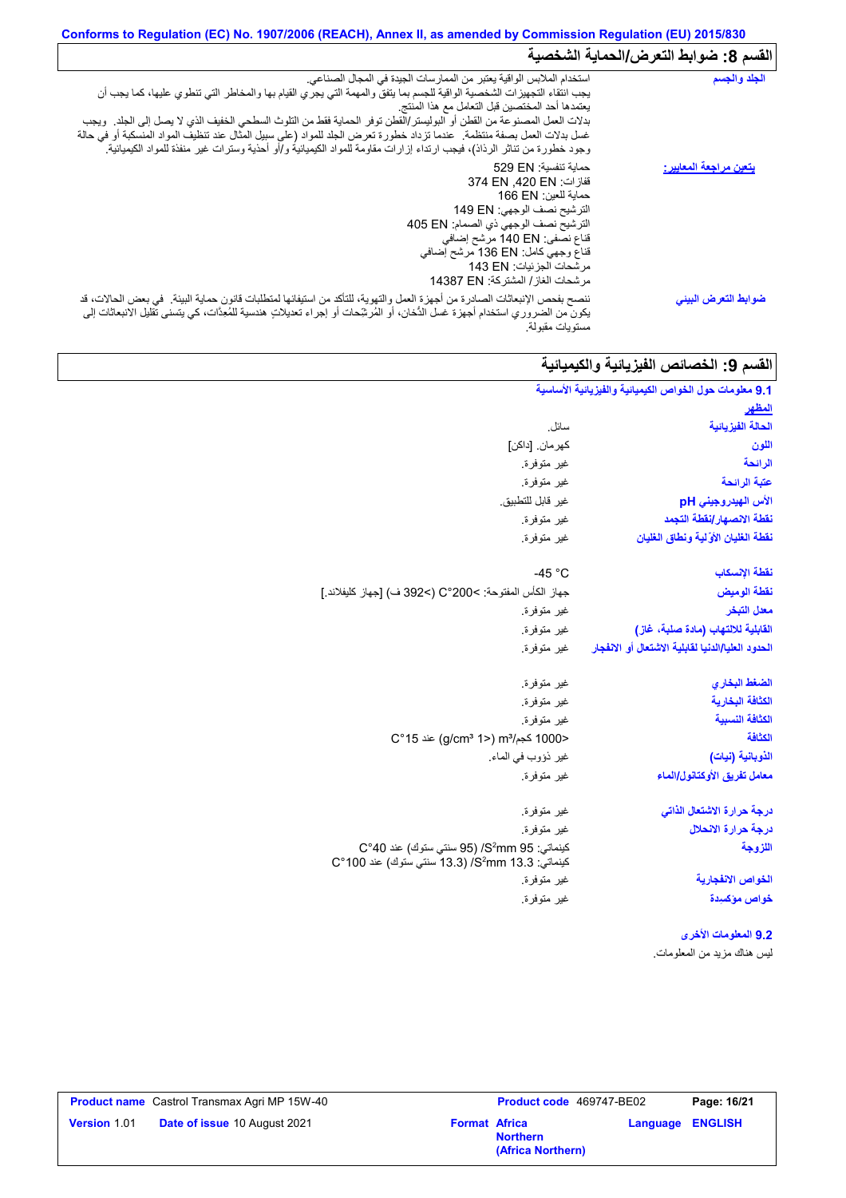Conforms to Regulation (EC) No. 1907/2006 (REACH), Annex II, as amended by Commission Regulation (EU) 2015/830

## القسم 8: ضوابط التعرض/الحماية الشخصية

| | |
|---|---|
| **الجلد والجسم** | استخدام الملابس الواقية يعتبر من الممارسات الجيدة في المجال الصناعي. يجب انتقاء التجهيزات الشخصية الواقية للجسم بما يتفق والمهمة التي يجري القيام بها والمخاطر التي تنطوي عليها، كما يجب أن يعتمدها أحد المختصين قبل التعامل مع هذا المنتج. بدلات العمل المصنوعة من القطن أو البوليستر/القطن توفر الحماية فقط من التلوث السطحي الخفيف الذي لا يصل إلى الجلد. ويجب غسل بدلات العمل بصفة منتظمة. عندما تزداد خطورة تعرض الجلد للمواد (على سبيل المثال عند تنظيف المواد المنسكبة أو في حالة وجود خطورة من تناثر الرذاذ)، فيجب ارتداء إزارات مقاومة للمواد الكيميائية و/أو أحذية وسترات غير منفذة للمواد الكيميائية. |
| **يتعين مراجعة المعايير:** | حماية تنفسية: EN 529<br>قفازات: EN 420, EN 374<br>حماية للعين: EN 166<br>الترشيح نصف الوجهي: EN 149<br>الترشيح نصف الوجهي ذي الصمام: EN 405<br>قناع نصفي: EN 140 مرشح إضافي<br>قناع وجهي كامل: EN 136 مرشح إضافي<br>مرشحات الجزئيات: EN 143<br>مرشحات الغاز / المشتركة: EN 14387 |
| **ضوابط التعرض البيئي** | ننصح بفحص الإنبعاثات الصادرة من أجهزة العمل والتهوية، للتأكد من استيفائها لمتطلبات قانون حماية البيئة. في بعض الحالات، قد يكون من الضروري استخدام أجهزة غسل الدُخان، أو المُرشِحات أو إجراء تعديلاتٍ هندسية للمُعِدَّات، كي يتسنى تقليل الانبعاثات إلى مستويات مقبولة. |

## القسم 9: الخصائص الفيزيائية والكيميائية

### 9.1 معلومات حول الخواص الكيميائية والفيزيائية الأساسية

**المظهر**

| | |
|---|---|
| **الحالة الفيزيائية** | سائل. |
| **اللون** | كهرمان. [داكن] |
| **الرائحة** | غير متوفرة. |
| **عتبة الرائحة** | غير متوفرة. |
| **الأس الهيدروجيني pH** | غير قابل للتطبيق. |
| **نقطة الانصهار/نقطة التجمد** | غير متوفرة. |
| **نقطة الغليان الأوّلية ونطاق الغليان** | غير متوفرة. |
| **نقطة الإنسكاب** | -45 °C |
| **نقطة الوميض** | جهاز الكأس المفتوحة: >200°C (>392 ف) [جهاز كليفلاند.] |
| **معدل التبخر** | غير متوفرة. |
| **القابلية للالتهاب (مادة صلبة، غاز)** | غير متوفرة. |
| **الحدود العليا/الدنيا لقابلية الاشتعال أو الانفجار** | غير متوفرة. |
| **الضغط البخاري** | غير متوفرة. |
| **الكثافة البخارية** | غير متوفرة. |
| **الكثافة النسبية** | غير متوفرة. |
| **الكثافة** | <1000 كجم/m³ (<1 g/cm³) عند 15°C |
| **الذوبانية (نيات)** | غير ذؤوب في الماء. |
| **معامل تفريق الأوكتانول/الماء** | غير متوفرة. |
| **درجة حرارة الاشتعال الذاتي** | غير متوفرة. |
| **درجة حرارة الانحلال** | غير متوفرة. |
| **اللزوجة** | كينماتي: 95 $mm^2$/S (95 سنتي ستوك) عند 40°C<br>كينماتي: 13.3 $mm^2$/S (13.3 سنتي ستوك) عند 100°C |
| **الخواص الانفجارية** | غير متوفرة. |
| **خواص مؤكسدة** | غير متوفرة. |

### 9.2 المعلومات الأخرى

ليس هناك مزيد من المعلومات.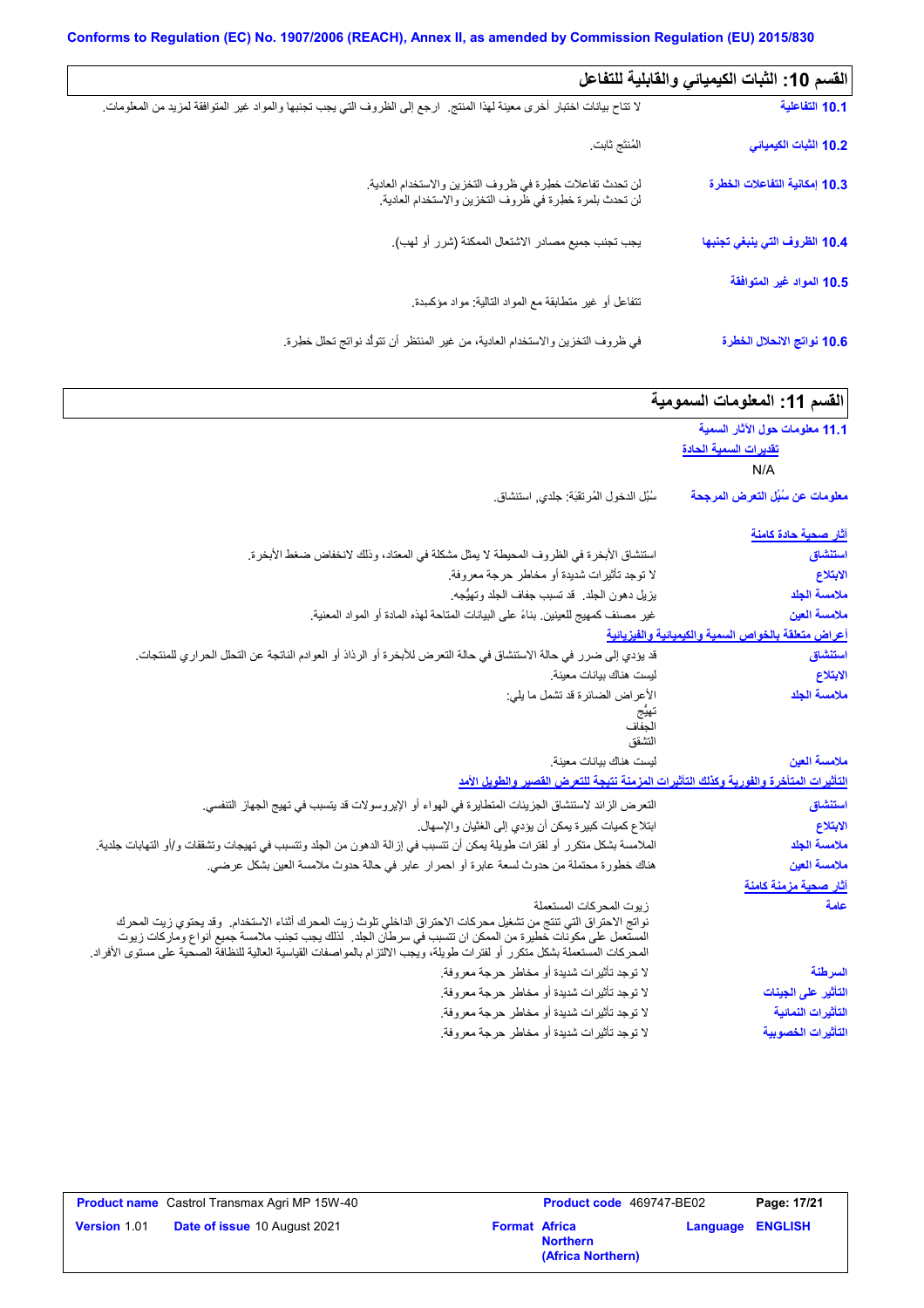## القسم 10: الثبات الكيميائي والقابلية للتفاعل

| | |
|---|---|
| **10.1 التفاعلية** | لا تتاح بيانات اختبار أخرى معينة لهذا المنتج. ارجع إلى الظروف التي يجب تجنبها والمواد غير المتوافقة لمزيد من المعلومات. |
| **10.2 الثبات الكيميائي** | المُنتَج ثابت. |
| **10.3 إمكانية التفاعلات الخطرة** | لن تحدث تفاعلات خطرة في ظروف التخزين والاستخدام العادية. لن تحدث بلمرة خطرة في ظروف التخزين والاستخدام العادية. |
| **10.4 الظروف التي ينبغي تجنبها** | يجب تجنب جميع مصادر الاشتعال الممكنة (شرر أو لهب). |
| **10.5 المواد غير المتوافقة** | تتفاعل أو غير متطابقة مع المواد التالية: مواد مؤكسِدة. |
| **10.6 نواتج الانحلال الخطرة** | في ظروف التخزين والاستخدام العادية، من غير المنتظر أن تتولَّد نواتج تحلل خطِرة. |

## القسم 11: المعلومات السمومية

### 11.1 معلومات حول الآثار السمية

**تقديرات السمية الحادة**

N/A

| | |
|---|---|
| **معلومات عن سُبُل التعرض المرجحة** | سُبُل الدخول المُرتقَبَة: جلدي, استنشاق. |

**آثار صحية حادة كامنة**

| | |
|---|---|
| **استنشاق** | استنشاق الأبخرة في الظروف المحيطة لا يمثل مشكلة في المعتاد، وذلك لانخفاض ضغط الأبخرة. |
| **الابتلاع** | لا توجد تأثيرات شديدة أو مخاطر حرجة معروفة. |
| **ملامسة الجلد** | يزيل دهون الجلد. قد تسبب جفاف الجلد وتهيُّجه. |
| **ملامسة العين** | غير مصنف كمهيج للعينين. بناءً على البيانات المتاحة لهذه المادة أو المواد المعنية. |

**أعراض متعلقة بالخواص السمية والكيميائية والفيزيائية**

| | |
|---|---|
| **استنشاق** | قد يؤدي إلى ضرر في حالة الاستنشاق في حالة التعرض للأبخرة أو الرذاذ أو العوادم الناتجة عن التحلل الحراري للمنتجات. |
| **الابتلاع** | ليست هناك بيانات معينة. |
| **ملامسة الجلد** | الأعراض الضائرة قد تشمل ما يلي:<br>تهيُّج<br>الجفاف<br>التشقق |
| **ملامسة العين** | ليست هناك بيانات معينة. |

**التأثيرات المتأخرة والفورية وكذلك التأثيرات المزمنة نتيجة للتعرض القصير والطويل الأمد**

| | |
|---|---|
| **استنشاق** | التعرض الزائد لاستنشاق الجزيئات المتطايرة في الهواء أو الإيروسولات قد يتسبب في تهيج الجهاز التنفسي. |
| **الابتلاع** | ابتلاع كميات كبيرة يمكن أن يؤدي إلى الغثيان والإسهال. |
| **ملامسة الجلد** | الملامسة بشكل متكرر أو لفترات طويلة يمكن أن تتسبب في إزالة الدهون من الجلد وتتسبب في تهيجات وتشققات و/أو التهابات جلدية. |
| **ملامسة العين** | هناك خطورة محتملة من حدوث لسعة عابرة أو احمرار عابر في حالة حدوث ملامسة العين بشكل عرضي. |

**آثار صحية مزمنة كامنة**

| | |
|---|---|
| **عامة** | زيوت المحركات المستعملة<br>نواتج الاحتراق التي تنتج من تشغيل محركات الاحتراق الداخلي تلوث زيت المحرك أثناء الاستخدام. وقد يحتوي زيت المحرك المستعمل على مكونات خطيرة من الممكن ان تتسبب في سرطان الجلد. لذلك يجب تجنب ملامسة جميع أنواع وماركات زيوت المحركات المستعملة بشكل متكرر أو لفترات طويلة، ويجب الالتزام بالمواصفات القياسية العالية للنظافة الصحية على مستوى الأفراد. |
| **السرطنة** | لا توجد تأثيرات شديدة أو مخاطر حرجة معروفة. |
| **التأثير على الجينات** | لا توجد تأثيرات شديدة أو مخاطر حرجة معروفة. |
| **التأثيرات النمائية** | لا توجد تأثيرات شديدة أو مخاطر حرجة معروفة. |
| **التأثيرات الخصوبية** | لا توجد تأثيرات شديدة أو مخاطر حرجة معروفة. |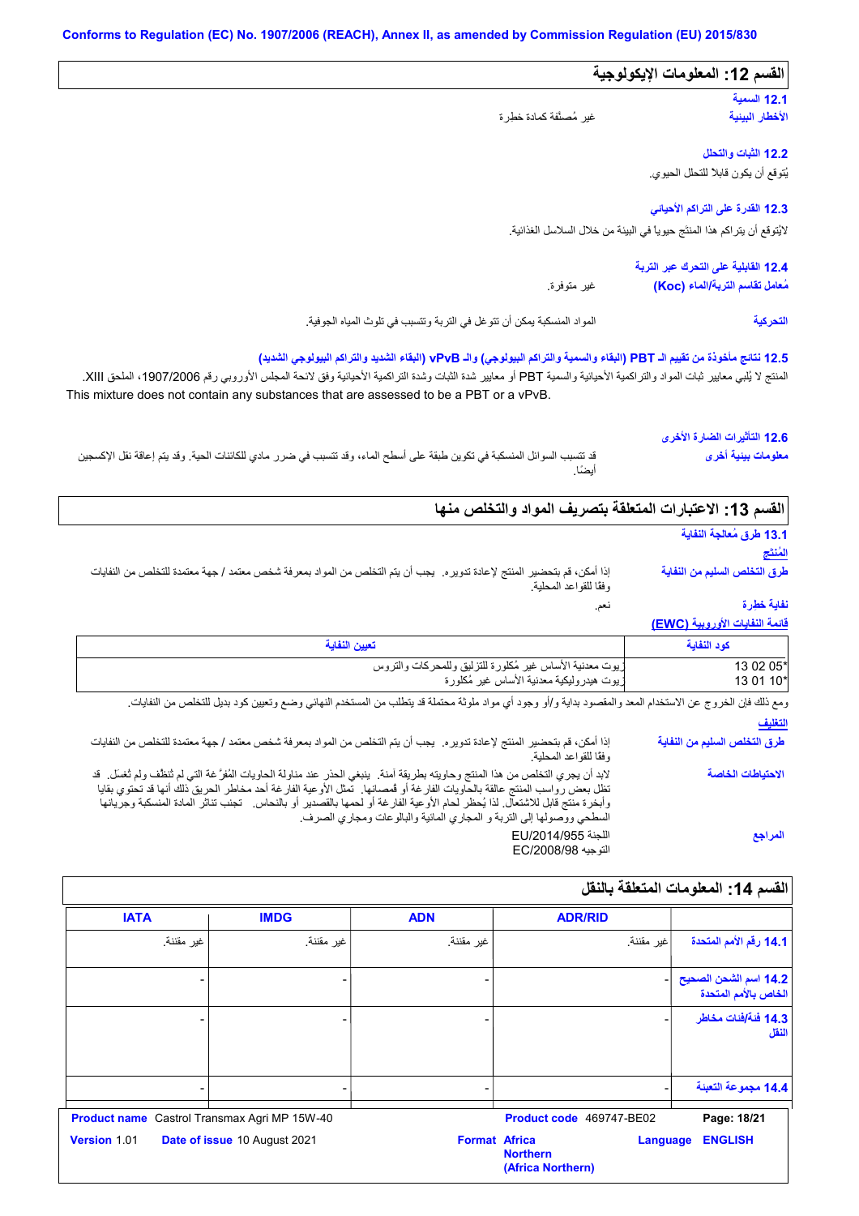**Conforms to Regulation (EC) No. 1907/2006 (REACH), Annex II, as amended by Commission Regulation (EU) 2015/830**

## القسم 12: المعلومات الإيكولوجية

### 12.1 السمية

**الأخطار البيئية**: غير مُصنَّفة كمادة خطرة

### 12.2 الثبات والتحلل

يُتوقع أن يكون قابلاً للتحلل الحيوي.

### 12.3 القدرة على التراكم الأحيائي

لايُتوقع أن يتراكم هذا المنتَج حيويا في البيئة من خلال السلاسل الغذائية.

### 12.4 القابلية على التحرك عبر التربة

**مُعامل تقاسم التربة/الماء (Koc)**: غير متوفرة.

**التحركية**: المواد المنسكبة يمكن أن تتوغل في التربة وتتسبب في تلوث المياه الجوفية.

### 12.5 نتائج مأخوذة من تقييم الـ PBT (البقاء والسمية والتراكم البيولوجي) والـ vPvB (البقاء الشديد والتراكم البيولوجي الشديد)

المنتج لا يُلبي معايير ثبات المواد والتراكمية الأحيائية والسمية PBT أو معايير شدة الثبات وشدة التراكمية الأحيائية وفق لائحة المجلس الأوروبي رقم 1907/2006، الملحق XIII.
This mixture does not contain any substances that are assessed to be a PBT or a vPvB.

### 12.6 التأثيرات الضارة الأخرى

**معلومات بيئية أخرى**: قد تتسبب السوائل المنسكبة في تكوين طبقة على أسطح الماء، وقد تتسبب في ضرر مادي للكائنات الحية. وقد يتم إعاقة نقل الإكسجين أيضًا.

## القسم 13: الاعتبارات المتعلقة بتصريف المواد والتخلص منها

### 13.1 طرق مُعالجة النفاية

**المُنتج**

**طرق التخلص السليم من النفاية**: إذا أمكن، قم بتحضير المنتج لإعادة تدويره. يجب أن يتم التخلص من المواد بمعرفة شخص معتمد / جهة معتمدة للتخلص من النفايات وفقًا للقواعد المحلية.

**نفاية خطرة**: نعم.

**قائمة النفايات الأوروبية (EWC)**

| كود النفاية | تعيين النفاية |
|---|---|
| 13 02 05* | زيوت معدنية الأساس غير مُكلورة للتزليق وللمحركات والتروس |
| 13 01 10* | زيوت هيدروليكية معدنية الأساس غير مُكلورة |

ومع ذلك فإن الخروج عن الاستخدام المعد والمقصود بداية و/أو وجود أي مواد ملوثة محتملة قد يتطلب من المستخدم النهائي وضع وتعيين كود بديل للتخلص من النفايات.

**التغليف**

**طرق التخلص السليم من النفاية**: إذا أمكن، قم بتحضير المنتج لإعادة تدويره. يجب أن يتم التخلص من المواد بمعرفة شخص معتمد / جهة معتمدة للتخلص من النفايات وفقًا للقواعد المحلية.

**الاحتياطات الخاصة**: لابد أن يجري التخلص من هذا المنتج وحاويته بطريقة آمنة. ينبغي الحذر عند مناولة الحاويات المُفرَّغة التي لم تُنظَّف ولم تُغسَل. قد تظل بعض رواسب المنتج عالقة بالحاويات الفارغة أو قمصانها. تمثل الأوعية الفارغة أحد مخاطر الحريق ذلك أنها قد تحتوي بقايا وأبخرة منتج قابل للاشتعال. لذا يُحظر لحام الأوعية الفارغة أو لحمها بالقصدير أو بالنحاس. تجنب تناثر المادة المنسكبة وجريانها السطحي ووصولها إلى التربة و المجاري المائية والبالوعات ومجاري الصرف.

**المراجع**: اللجنة EU/2014/955
التوجيه EC/2008/98

## القسم 14: المعلومات المتعلقة بالنقل

| | ADR/RID | ADN | IMDG | IATA |
|---|---|---|---|---|
| 14.1 رقم الأمم المتحدة | غير مقننة. | غير مقننة. | غير مقننة. | غير مقننة. |
| 14.2 اسم الشحن الصحيح الخاص بالأمم المتحدة | - | - | - | - |
| 14.3 فئة/فئات مخاطر النقل | - | - | - | - |
| 14.4 مجموعة التعبئة | - | - | - | - |

| | | | |
|---|---|---|---|
| **Product name** Castrol Transmax Agri MP 15W-40 | | **Product code** 469747-BE02 | |
| **Version** 1.01 | **Date of issue** 10 August 2021 | **Format** Africa Northern (Africa Northern) | **Language** ENGLISH |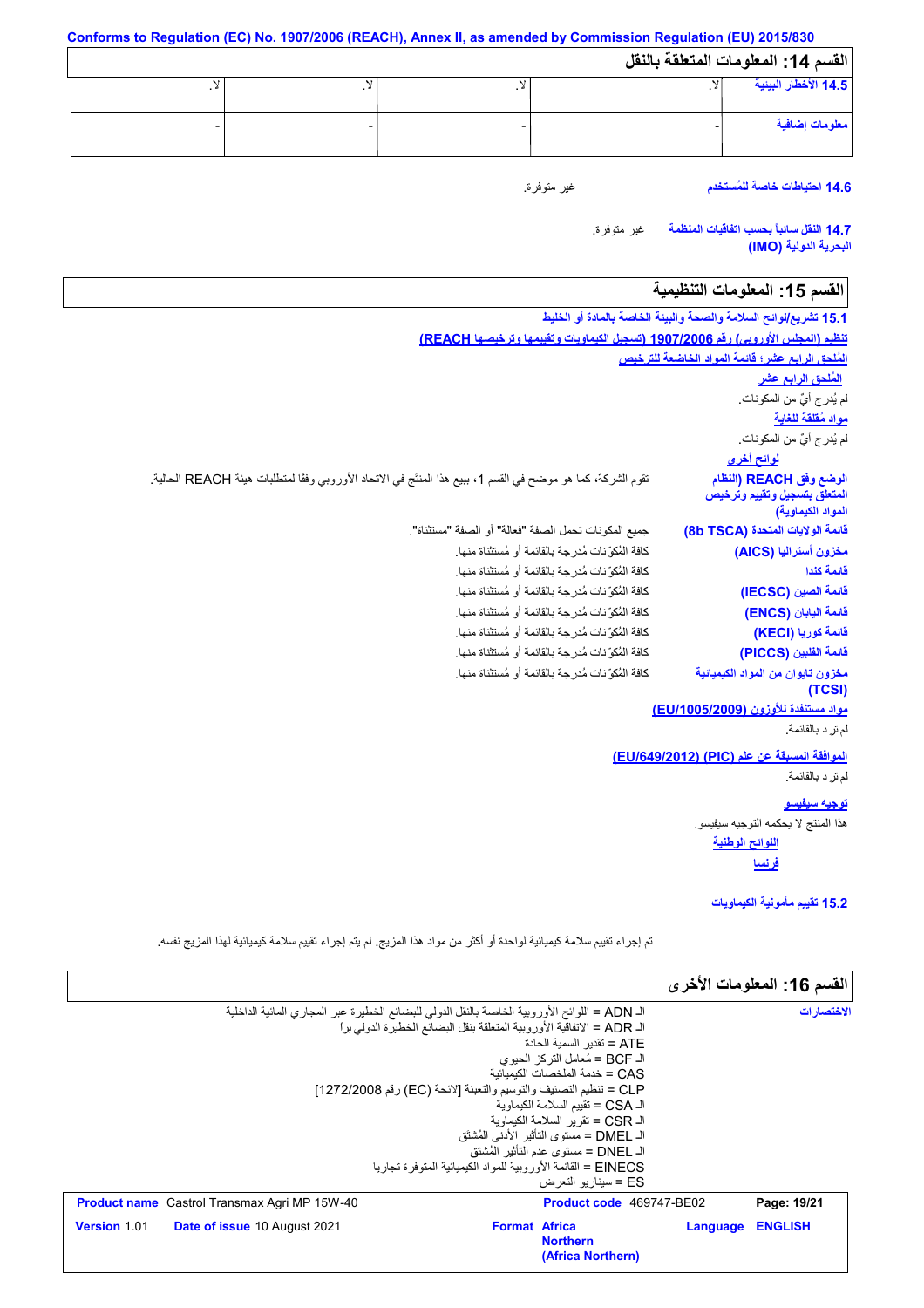## القسم 14: المعلومات المتعلقة بالنقل

| 14.5 الأخطار البيئية | لا. | لا. | لا. | لا. |
|---|---|---|---|---|
| معلومات إضافية | - | - | - | - |

**14.6 احتياطات خاصة للمُستخدم** غير متوفرة.

**14.7 النقل سائباً بحسب اتفاقيات المنظمة البحرية الدولية (IMO)** غير متوفرة.

## القسم 15: المعلومات التنظيمية

**15.1 تشريع/لوائح السلامة والصحة والبيئة الخاصة بالمادة أو الخليط**

**تنظيم (المجلس الأوروبي) رقم 1907/2006 (تسجيل الكيماويات وتقييمها وترخيصها REACH)**

**المُلحق الرابع عشر؛ قائمة المواد الخاضعة للترخيص**

**المُلحق الرابع عشر**

لم يُدرج أيٌ من المكونات.

**مواد مُقلقة للغاية**

لم يُدرج أيٌ من المكونات.

**لوائح أخرى**

| | |
|---|---|
| **الوضع وفق REACH (النظام المتعلق بتسجيل وتقييم وترخيص المواد الكيماوية)** | تقوم الشركة، كما هو موضح في القسم 1، ببيع هذا المنتَج في الاتحاد الأوروبي وفقا لمتطلبات هيئة REACH الحالية. |
| **قائمة الولايات المتحدة (8b TSCA)** | جميع المكونات تحمل الصفة "فعالة" أو الصفة "مستثناة". |
| **مخزون أستراليا (AICS)** | كافة المُكّونات مُدرجة بالقائمة أو مُستثناة منها. |
| **قائمة كندا** | كافة المُكّونات مُدرجة بالقائمة أو مُستثناة منها. |
| **قائمة الصين (IECSC)** | كافة المُكّونات مُدرجة بالقائمة أو مُستثناة منها. |
| **قائمة اليابان (ENCS)** | كافة المُكّونات مُدرجة بالقائمة أو مُستثناة منها. |
| **قائمة كوريا (KECI)** | كافة المُكّونات مُدرجة بالقائمة أو مُستثناة منها. |
| **قائمة الفلبين (PICCS)** | كافة المُكّونات مُدرجة بالقائمة أو مُستثناة منها. |
| **مخزون تايوان من المواد الكيميائية (TCSI)** | كافة المُكّونات مُدرجة بالقائمة أو مُستثناة منها. |

**مواد مستنفدة للأوزون (EU/1005/2009)**

لم ترد بالقائمة.

**الموافقة المسبقة عن علم (PIC) (EU/649/2012)**

لم ترد بالقائمة.

**توجيه سيفيسو**

هذا المنتج لا يحكمه التوجيه سيفيسو.

**اللوائح الوطنية**

**فرنسا**

**15.2 تقييم مأمونية الكيماويات**

تم إجراء تقييم سلامة كيميائية لواحدة أو أكثر من مواد هذا المزيج. لم يتم إجراء تقييم سلامة كيميائية لهذا المزيج نفسه.

## القسم 16: المعلومات الأخرى

**الاختصارات**

الـ ADN = اللوائح الأوروبية الخاصة بالنقل الدولي للبضائع الخطيرة عبر المجاري المائية الداخلية
الـ ADR = الاتفاقية الأوروبية المتعلقة بنقل البضائع الخطيرة الدولي براً
ATE = تقدير السمية الحادة
الـ BCF = مُعامل التركز الحيوي
CAS = خدمة الملخصات الكيميائية
CLP = تنظيم التصنيف والتوسيم والتعبئة [لائحة (EC) رقم 1272/2008]
الـ CSA = تقييم السلامة الكيماوية
الـ CSR = تقرير السلامة الكيماوية
الـ DMEL = مستوى التأثير الأدنى المُشتق
الـ DNEL = مستوى عدم التأثير المُشتق
EINECS = القائمة الأوروبية للمواد الكيميائية المتوفرة تجاريا
ES = سيناريو التعرض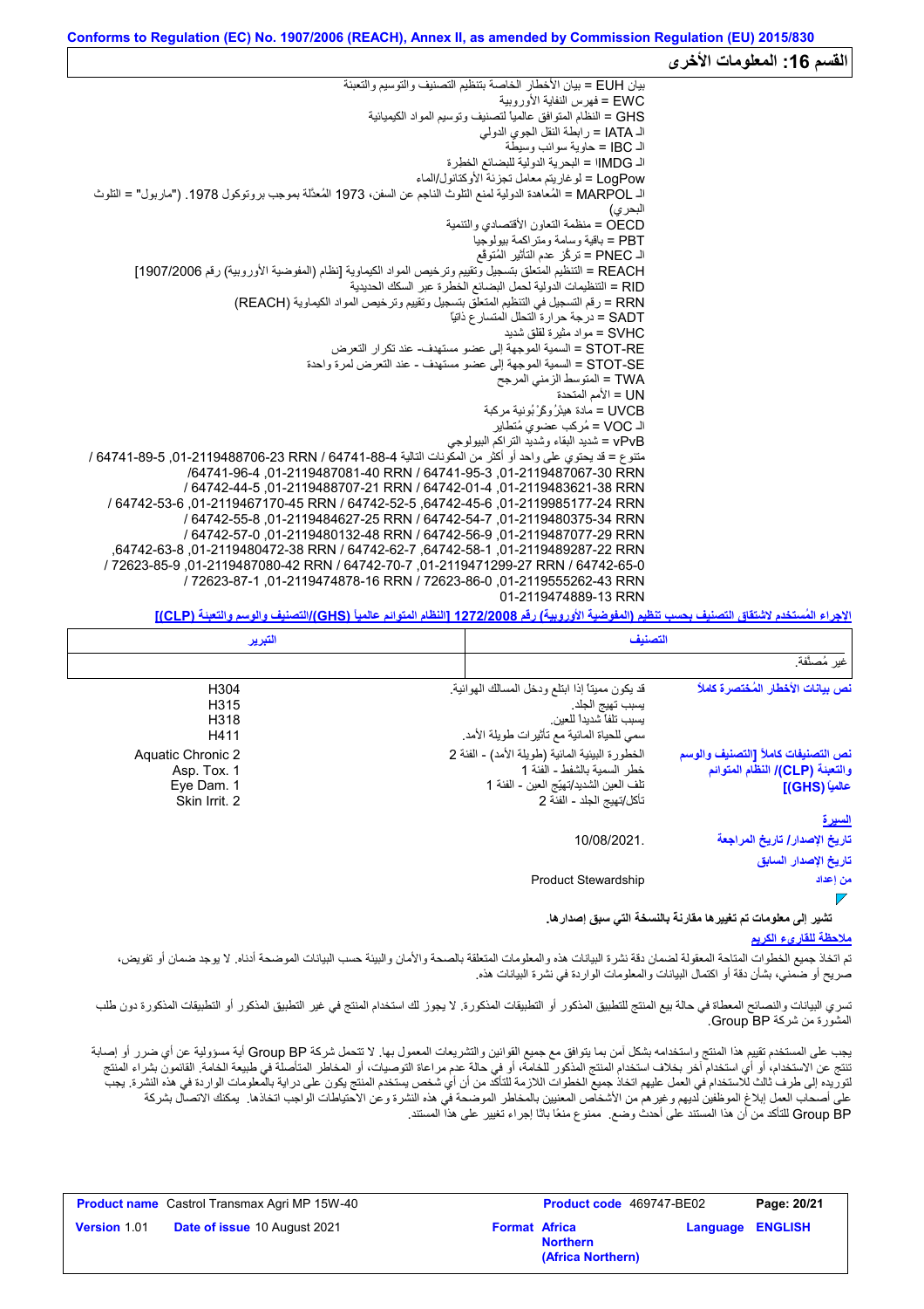## القسم 16: المعلومات الأخرى

بيان EUH = بيان الأخطار الخاصة بتنظيم التصنيف والتوسيم والتعبئة
EWC = فهرس النفاية الأوروبية
GHS = النظام المتوافق عالمياً لتصنيف وتوسيم المواد الكيميائية
الـ IATA = رابطة النقل الجوي الدولي
الـ IBC = حاوية سوائب وسيطة
الـ IMDG = البحرية الدولية للبضائع الخطِرة
LogPow = لوغاريتم معامل تجزئة الأوكتانول/الماء
الـ MARPOL = المُعاهدة الدولية لمنع التلوث الناجم عن السفن، 1973 المُعدّلة بموجب بروتوكول 1978. ("ماربول" = التلوث البحري)
OECD = منظمة التعاون الأقتصادي والتنمية
PBT = باقية وسامة ومتراكمة بيولوجيا
الـ PNEC = تركّز عدم التأثير المُتوقع
REACH = التنظيم المتعلق بتسجيل وتقييم وترخيص المواد الكيماوية [نظام (المفوضية الأوروبية) رقم 1907/2006]
RID = التنظيمات الدولية لحمل البضائع الخطرة عبر السكك الحديدية
RRN = رقم التسجيل في التنظيم المتعلق بتسجيل وتقييم وترخيص المواد الكيماوية (REACH)
SADT = درجة حرارة التحلل المتسارع ذاتياً
SVHC = مواد مثيرة لقلق شديد
STOT-RE = السمية الموجهة إلى عضو مستهدف- عند تكرار التعرض
STOT-SE = السمية الموجهة إلى عضو مستهدف - عند التعرض لمرة واحدة
TWA = المتوسط الزمني المرجح
UN = الأمم المتحدة
UVCB = مادة هيئرُوكَرُبونية مركبة
الـ VOC = مُركب عضوي مُتطاير
vPvB = شديد البقاء وشديد التراكم البيولوجي
متنوع = قد يحتوي على واحد أو أكثر من المكونات التالية 64741-88-4 RRN 01-2119488706-23, 64741-89-5 / RRN 01-2119487067-30, 64741-95-3 / RRN 01-2119487081-40, 64741-96-4/ RRN 01-2119483621-38, 64742-01-4 / RRN 01-2119488707-21, 64742-44-5 / RRN 01-2119985177-24, 64742-45-6, 64742-52-5 / RRN 01-2119467170-45, 64742-53-6 / RRN 01-2119480375-34, 64742-54-7 / RRN 01-2119484627-25, 64742-55-8 / RRN 01-2119487077-29, 64742-56-9 / RRN 01-2119480132-48, 64742-57-0 / RRN 01-2119489287-22, 64742-58-1, 64742-62-7 / RRN 01-2119480472-38, 64742-63-8, RRN 01-2119471299-27, 64742-65-0 / RRN 01-2119487080-42, 64742-70-7 / RRN 01-2119555262-43, 72623-85-9 / RRN 01-2119474878-16, 72623-86-0 / RRN 01-2119474889-13, 72623-87-1

**الإجراء المُستخدم لاشتقاق التصنيف بحسب تنظيم (المفوضية الأوروبية) رقم 1272/2008 [النظام المتوائم عالمياً (GHS)/التصنيف والوسم والتعبئة (CLP)]**

| التصنيف | التبرير |
|---|---|
| غير مُصنّفة. | |

**نص بيانات الأخطار المُختصرة كاملاً**

| | |
|---|---|
| قد يكون مميتاً إذا ابتلع ودخل المسالك الهوائية. | H304 |
| يسبب تهيج الجلد. | H315 |
| يسبب تلفاً شديداً للعين. | H318 |
| سمي للحياة المائية مع تأثيرات طويلة الأمد. | H411 |

**نص التصنيفات كاملاً [التصنيف والوسم والتعبئة (CLP)/ النظام المتوائم عالمياً (GHS)]**

| | |
|---|---|
| الخطورة البيئية المائية (طويلة الأمد) - الفئة 2 | Aquatic Chronic 2 |
| خطر السمية بالشفط - الفئة 1 | Asp. Tox. 1 |
| تلف العين الشديد/تهيّج العين - الفئة 1 | Eye Dam. 1 |
| تآكل/تهيج الجلد - الفئة 2 | Skin Irrit. 2 |

**السيرة**

**تاريخ الإصدار/ تاريخ المراجعة**: 10/08/2021.

**تاريخ الإصدار السابق**

**من إعداد**: Product Stewardship

**تشير إلى معلومات تم تغييرها مقارنة بالنسخة التي سبق إصدارها.**

**ملاحظة للقارىء الكريم**

تم اتخاذ جميع الخطوات المتاحة المعقولة لضمان دقة نشرة البيانات هذه والمعلومات المتعلقة بالصحة والأمان والبيئة حسب البيانات الموضحة أدناه. لا يوجد ضمان أو تفويض، صريح أو ضمني، بشأن دقة أو اكتمال البيانات والمعلومات الواردة في نشرة البيانات هذه.

تسري البيانات والنصائح المعطاة في حالة بيع المنتج للتطبيق المذكور أو التطبيقات المذكورة. لا يجوز لك استخدام المنتج في غير التطبيق المذكور أو التطبيقات المذكورة دون طلب المشورة من شركة Group BP.

يجب على المستخدم تقييم هذا المنتج واستخدامه بشكل آمن بما يتوافق مع جميع القوانين والتشريعات المعمول بها. لا تتحمل شركة Group BP أية مسؤولية عن أي ضرر أو إصابة تنتج عن الاستخدام، أو أي استخدام آخر بخلاف استخدام المنتج المذكور للخامة، أو في حالة عدم مراعاة التوصيات، أو المخاطر المتأصلة في طبيعة الخامة. القائمون بشراء المنتج لتوريده إلى طرف ثالث للاستخدام في العمل عليهم اتخاذ جميع الخطوات اللازمة للتأكد من أن أي شخص يستخدم المنتج يكون على دراية بالمعلومات الواردة في هذه النشرة. يجب على أصحاب العمل إبلاغ الموظفين لديهم وغيرهم من الأشخاص المعنيين بالمخاطر الموضحة في هذه النشرة وعن الاحتياطات الواجب اتخاذها. يمكنك الاتصال بشركة Group BP للتأكد من أن هذا المستند على أحدث وضع. ممنوع منعًا باتًا إجراء تغيير على هذا المستند.